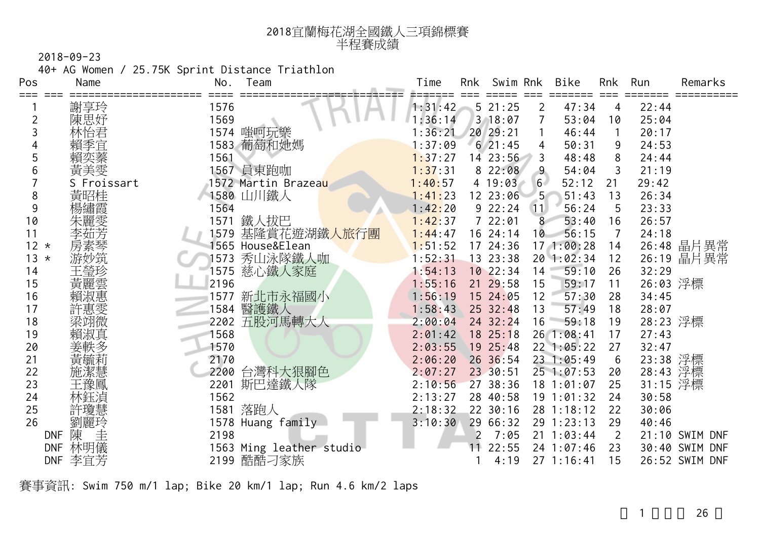# 2018宜蘭梅花湖全國鐵人三項錦標賽
## 半程賽成績

2018-09-23

40+ AG Women / 25.75K Sprint Distance Triathlon

| Pos | | Name | No. | Team | Time | Rnk | Swim | Rnk | Bike | Rnk | Run | Remarks |
|---|---|---|---|---|---|---|---|---|---|---|---|---|
| 1 | | 謝享玲 | 1576 | | 1:31:42 | 5 | 21:25 | 2 | 47:34 | 4 | 22:44 | |
| 2 | | 陳思妤 | 1569 | | 1:36:14 | 3 | 18:07 | 7 | 53:04 | 10 | 25:04 | |
| 3 | | 林怡君 | 1574 | 噹呵玩樂 | 1:36:21 | 20 | 29:21 | 1 | 46:44 | 1 | 20:17 | |
| 4 | | 賴季宜 | 1583 | 葡萄和她媽 | 1:37:09 | 6 | 21:45 | 4 | 50:31 | 9 | 24:53 | |
| 5 | | 賴奕蓁 | 1561 | | 1:37:27 | 14 | 23:56 | 3 | 48:48 | 8 | 24:44 | |
| 6 | | 黃美雯 | 1567 | 員東跑咖 | 1:37:31 | 8 | 22:08 | 9 | 54:04 | 3 | 21:19 | |
| 7 | | S Froissart | 1572 | Martin Brazeau | 1:40:57 | 4 | 19:03 | 6 | 52:12 | 21 | 29:42 | |
| 8 | | 黃昭桂 | 1580 | 山川鐵人 | 1:41:23 | 12 | 23:06 | 5 | 51:43 | 13 | 26:34 | |
| 9 | | 楊繡霞 | 1564 | | 1:42:20 | 9 | 22:24 | 11 | 56:24 | 5 | 23:33 | |
| 10 | | 朱麗雯 | 1571 | 鐵人拔巴 | 1:42:37 | 7 | 22:01 | 8 | 53:40 | 16 | 26:57 | |
| 11 | | 李茹芳 | 1579 | 基隆賞花遊湖鐵人旅行團 | 1:44:47 | 16 | 24:14 | 10 | 56:15 | 7 | 24:18 | |
| 12 | * | 房素琴 | 1565 | House&Elean | 1:51:52 | 17 | 24:36 | 17 | 1:00:28 | 14 | 26:48 | 晶片異常 |
| 13 | * | 游妙筑 | 1573 | 秀山泳隊鐵人咖 | 1:52:31 | 13 | 23:38 | 20 | 1:02:34 | 12 | 26:19 | 晶片異常 |
| 14 | | 王瑩珍 | 1575 | 慈心鐵人家庭 | 1:54:13 | 10 | 22:34 | 14 | 59:10 | 26 | 32:29 | |
| 15 | | 黃麗雲 | 2196 | | 1:55:16 | 21 | 29:58 | 15 | 59:17 | 11 | 26:03 | 浮標 |
| 16 | | 賴淑惠 | 1577 | 新北市永福國小 | 1:56:19 | 15 | 24:05 | 12 | 57:30 | 28 | 34:45 | |
| 17 | | 許惠雯 | 1584 | 醫護鐵人 | 1:58:43 | 25 | 32:48 | 13 | 57:49 | 18 | 28:07 | |
| 18 | | 梁翊微 | 2202 | 五股河馬轉大人 | 2:00:04 | 24 | 32:24 | 16 | 59:18 | 19 | 28:23 | 浮標 |
| 19 | | 賴淑真 | 1568 | | 2:01:42 | 18 | 25:18 | 26 | 1:08:41 | 17 | 27:43 | |
| 20 | | 姜軼多 | 1570 | | 2:03:55 | 19 | 25:48 | 22 | 1:05:22 | 27 | 32:47 | |
| 21 | | 黃毓莉 | 2170 | | 2:06:20 | 26 | 36:54 | 23 | 1:05:49 | 6 | 23:38 | 浮標 |
| 22 | | 施潔慧 | 2200 | 台灣科大狠腳色 | 2:07:27 | 23 | 30:51 | 25 | 1:07:53 | 20 | 28:43 | 浮標 |
| 23 | | 王豫鳳 | 2201 | 斯巴達鐵人隊 | 2:10:56 | 27 | 38:36 | 18 | 1:01:07 | 25 | 31:15 | 浮標 |
| 24 | | 林鈺湞 | 1562 | | 2:13:27 | 28 | 40:58 | 19 | 1:01:32 | 24 | 30:58 | |
| 25 | | 許瓊慧 | 1581 | 落跑人 | 2:18:32 | 22 | 30:16 | 28 | 1:18:12 | 22 | 30:06 | |
| 26 | | 劉麗玲 | 1578 | Huang family | 3:10:30 | 29 | 66:32 | 29 | 1:23:13 | 29 | 40:46 | |
| | DNF | 陳　圭 | 2198 | | | 2 | 7:05 | 21 | 1:03:44 | 2 | 21:10 | SWIM DNF |
| | DNF | 林明儀 | 1563 | Ming leather studio | | 11 | 22:55 | 24 | 1:07:46 | 23 | 30:40 | SWIM DNF |
| | DNF | 李宜芳 | 2199 | 酷酷刁家族 | | 1 | 4:19 | 27 | 1:16:41 | 15 | 26:52 | SWIM DNF |

賽事資訊: Swim 750 m/1 lap; Bike 20 km/1 lap; Run 4.6 km/2 laps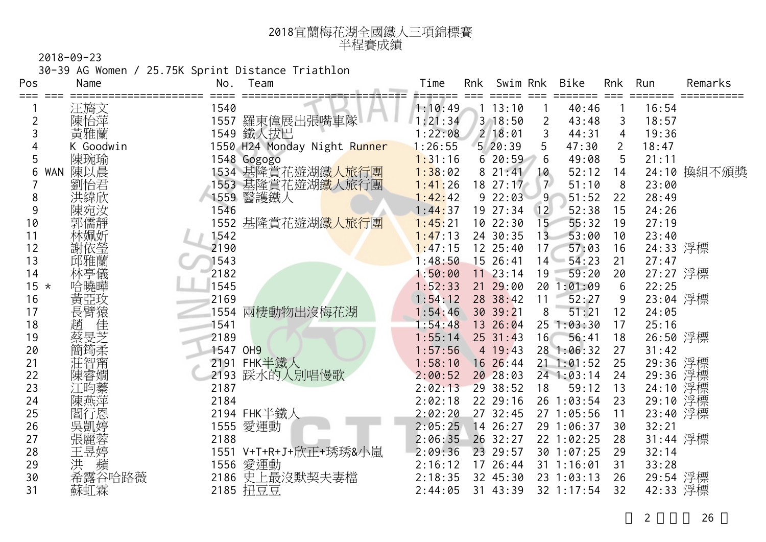# 2018宜蘭梅花湖全國鐵人三項錦標賽
## 半程賽成績

2018-09-23

30-39 AG Women / 25.75K Sprint Distance Triathlon

| Pos | | Name | No. | Team | Time | Rnk | Swim | Rnk | Bike | Rnk | Run | Remarks |
|---|---|---|---|---|---|---|---|---|---|---|---|---|
| 1 | | 汪旖文 | 1540 | | 1:10:49 | 1 | 13:10 | 1 | 40:46 | 1 | 16:54 | |
| 2 | | 陳怡萍 | 1557 | 羅東偉展出張嘴車隊 | 1:21:34 | 3 | 18:50 | 2 | 43:48 | 3 | 18:57 | |
| 3 | | 黃雅蘭 | 1549 | 鐵人拔巴 | 1:22:08 | 2 | 18:01 | 3 | 44:31 | 4 | 19:36 | |
| 4 | | K Goodwin | 1550 | H24 Monday Night Runner | 1:26:55 | 5 | 20:39 | 5 | 47:30 | 2 | 18:47 | |
| 5 | | 陳琬瑜 | 1548 | Gogogo | 1:31:16 | 6 | 20:59 | 6 | 49:08 | 5 | 21:11 | |
| 6 | WAN | 陳以晨 | 1534 | 基隆賞花遊湖鐵人旅行團 | 1:38:02 | 8 | 21:41 | 10 | 52:12 | 14 | 24:10 | 換組不頒獎 |
| 7 | | 劉怡君 | 1553 | 基隆賞花遊湖鐵人旅行團 | 1:41:26 | 18 | 27:17 | 7 | 51:10 | 8 | 23:00 | |
| 8 | | 洪緯欣 | 1559 | 醫護鐵人 | 1:42:42 | 9 | 22:03 | 9 | 51:52 | 22 | 28:49 | |
| 9 | | 陳宛汝 | 1546 | | 1:44:37 | 19 | 27:34 | 12 | 52:38 | 15 | 24:26 | |
| 10 | | 郭儒靜 | 1552 | 基隆賞花遊湖鐵人旅行團 | 1:45:21 | 10 | 22:30 | 15 | 55:32 | 19 | 27:19 | |
| 11 | | 林姵妡 | 1542 | | 1:47:13 | 24 | 30:35 | 13 | 53:00 | 10 | 23:40 | |
| 12 | | 謝依瑩 | 2190 | | 1:47:15 | 12 | 25:40 | 17 | 57:03 | 16 | 24:33 | 浮標 |
| 13 | | 邱雅蘭 | 1543 | | 1:48:50 | 15 | 26:41 | 14 | 54:23 | 21 | 27:47 | |
| 14 | | 林亭儀 | 2182 | | 1:50:00 | 11 | 23:14 | 19 | 59:20 | 20 | 27:27 | 浮標 |
| 15 | * | 哈曉曄 | 1545 | | 1:52:33 | 21 | 29:00 | 20 | 1:01:09 | 6 | 22:25 | |
| 16 | | 黃亞玫 | 2169 | | 1:54:12 | 28 | 38:42 | 11 | 52:27 | 9 | 23:04 | 浮標 |
| 17 | | 長臂猿 | 1554 | 兩棲動物出沒梅花湖 | 1:54:46 | 30 | 39:21 | 8 | 51:21 | 12 | 24:05 | |
| 18 | | 趙　佳 | 1541 | | 1:54:48 | 13 | 26:04 | 25 | 1:03:30 | 17 | 25:16 | |
| 19 | | 蔡旻芝 | 2189 | | 1:55:14 | 25 | 31:43 | 16 | 56:41 | 18 | 26:50 | 浮標 |
| 20 | | 簡筠柔 | 1547 | OH9 | 1:57:56 | 4 | 19:43 | 28 | 1:06:32 | 27 | 31:42 | |
| 21 | | 莊智甯 | 2191 | FHK半鐵人 | 1:58:10 | 16 | 26:44 | 21 | 1:01:52 | 25 | 29:36 | 浮標 |
| 22 | | 陳睿嫺 | 2193 | 踩水的人別唱慢歌 | 2:00:52 | 20 | 28:03 | 24 | 1:03:14 | 24 | 29:36 | 浮標 |
| 23 | | 江昀蓁 | 2187 | | 2:02:13 | 29 | 38:52 | 18 | 59:12 | 13 | 24:10 | 浮標 |
| 24 | | 陳燕萍 | 2184 | | 2:02:18 | 22 | 29:16 | 26 | 1:03:54 | 23 | 29:10 | 浮標 |
| 25 | | 閻行恩 | 2194 | FHK半鐵人 | 2:02:20 | 27 | 32:45 | 27 | 1:05:56 | 11 | 23:40 | 浮標 |
| 26 | | 吳凱婷 | 1555 | 愛運動 | 2:05:25 | 14 | 26:27 | 29 | 1:06:37 | 30 | 32:21 | |
| 27 | | 張麗蓉 | 2188 | | 2:06:35 | 26 | 32:27 | 22 | 1:02:25 | 28 | 31:44 | 浮標 |
| 28 | | 王昱婷 | 1551 | V+T+R+J+欣正+琇琇&小嵐 | 2:09:36 | 23 | 29:57 | 30 | 1:07:25 | 29 | 32:14 | |
| 29 | | 洪　蘋 | 1556 | 愛運動 | 2:16:12 | 17 | 26:44 | 31 | 1:16:01 | 31 | 33:28 | |
| 30 | | 希露谷哈路薇 | 2186 | 史上最沒默契夫妻檔 | 2:18:35 | 32 | 45:30 | 23 | 1:03:13 | 26 | 29:54 | 浮標 |
| 31 | | 蘇虹霖 | 2185 | 扭豆豆 | 2:44:05 | 31 | 43:39 | 32 | 1:17:54 | 32 | 42:33 | 浮標 |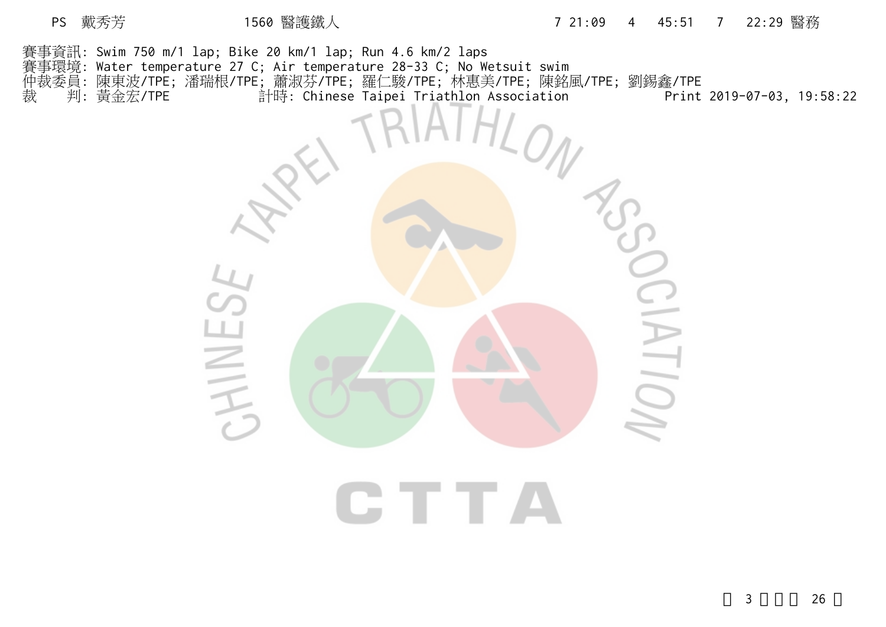| PS | 戴秀芳 | 1560 醫護鐵人 | 7 21:09 | 4 | 45:51 | 7 | 22:29 醫務 |
|---|---|---|---|---|---|---|---|

賽事資訊: Swim 750 m/1 lap; Bike 20 km/1 lap; Run 4.6 km/2 laps
賽事環境: Water temperature 27 C; Air temperature 28-33 C; No Wetsuit swim
仲裁委員: 陳東波/TPE; 潘瑞根/TPE; 蕭淑芬/TPE; 羅仁駿/TPE; 林惠美/TPE; 陳銘風/TPE; 劉錫鑫/TPE
裁　　判: 黃金宏/TPE　　　　計時: Chinese Taipei Triathlon Association　　　　Print 2019-07-03, 19:58:22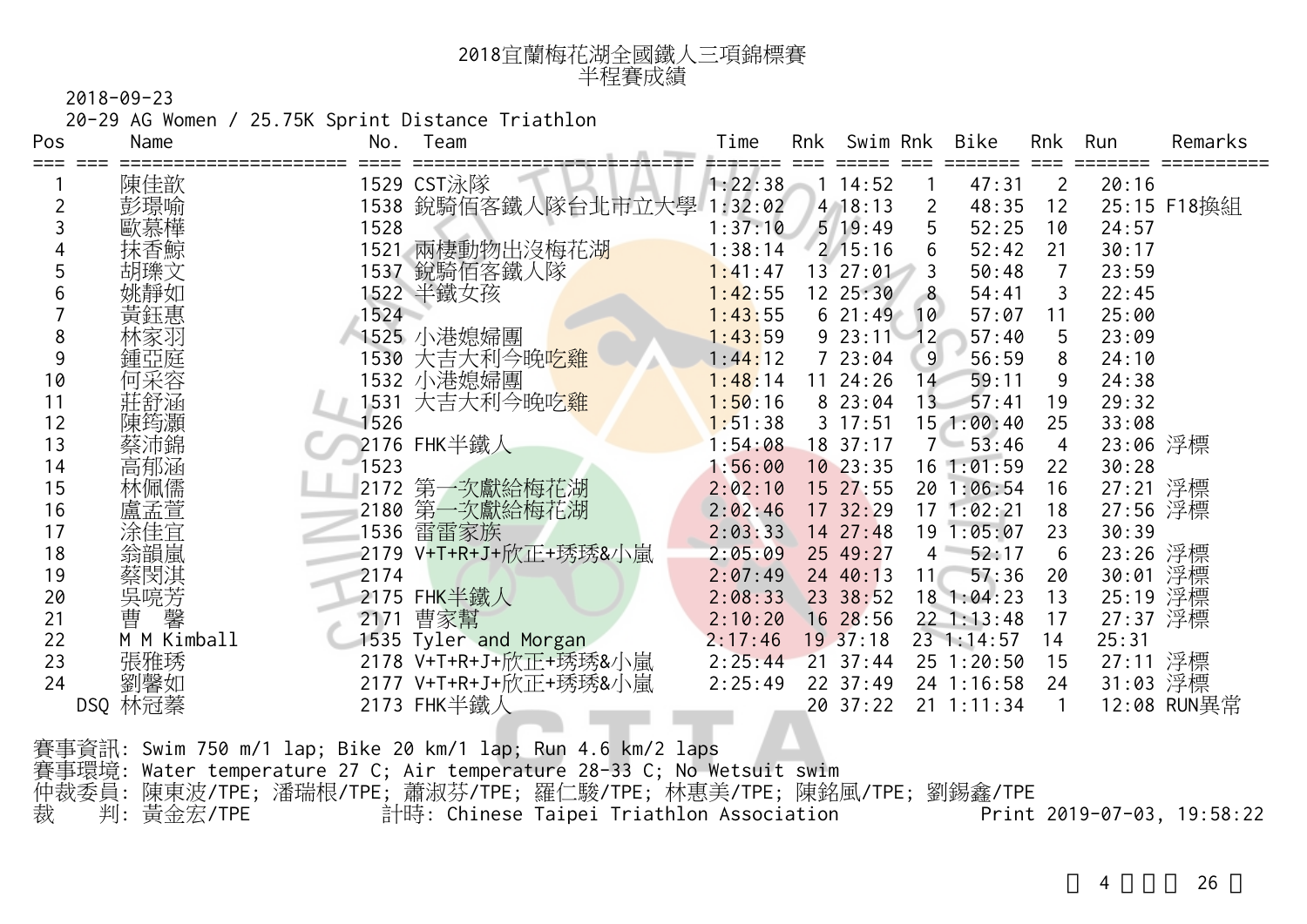# 2018宜蘭梅花湖全國鐵人三項錦標賽
## 半程賽成績

2018-09-23

20-29 AG Women / 25.75K Sprint Distance Triathlon

| Pos | Name | No. | Team | Time | Rnk | Swim | Rnk | Bike | Rnk | Run | Remarks |
|---|---|---|---|---|---|---|---|---|---|---|---|
| 1 | 陳佳歆 | 1529 | CST泳隊 | 1:22:38 | 1 | 14:52 | 1 | 47:31 | 2 | 20:16 | |
| 2 | 彭璟喻 | 1538 | 銳騎佰客鐵人隊台北市立大學 | 1:32:02 | 4 | 18:13 | 2 | 48:35 | 12 | 25:15 | F18換組 |
| 3 | 歐慕樺 | 1528 | | 1:37:10 | 5 | 19:49 | 5 | 52:25 | 10 | 24:57 | |
| 4 | 抹香鯨 | 1521 | 兩棲動物出沒梅花湖 | 1:38:14 | 2 | 15:16 | 6 | 52:42 | 21 | 30:17 | |
| 5 | 胡瓅文 | 1537 | 銳騎佰客鐵人隊 | 1:41:47 | 13 | 27:01 | 3 | 50:48 | 7 | 23:59 | |
| 6 | 姚靜如 | 1522 | 半鐵女孩 | 1:42:55 | 12 | 25:30 | 8 | 54:41 | 3 | 22:45 | |
| 7 | 黃鈺惠 | 1524 | | 1:43:55 | 6 | 21:49 | 10 | 57:07 | 11 | 25:00 | |
| 8 | 林家羽 | 1525 | 小港媳婦團 | 1:43:59 | 9 | 23:11 | 12 | 57:40 | 5 | 23:09 | |
| 9 | 鍾亞庭 | 1530 | 大吉大利今晚吃雞 | 1:44:12 | 7 | 23:04 | 9 | 56:59 | 8 | 24:10 | |
| 10 | 何采容 | 1532 | 小港媳婦團 | 1:48:14 | 11 | 24:26 | 14 | 59:11 | 9 | 24:38 | |
| 11 | 莊舒涵 | 1531 | 大吉大利今晚吃雞 | 1:50:16 | 8 | 23:04 | 13 | 57:41 | 19 | 29:32 | |
| 12 | 陳筠灝 | 1526 | | 1:51:38 | 3 | 17:51 | 15 | 1:00:40 | 25 | 33:08 | |
| 13 | 蔡沛錦 | 2176 | FHK半鐵人 | 1:54:08 | 18 | 37:17 | 7 | 53:46 | 4 | 23:06 | 浮標 |
| 14 | 高郁涵 | 1523 | | 1:56:00 | 10 | 23:35 | 16 | 1:01:59 | 22 | 30:28 | |
| 15 | 林佩儒 | 2172 | 第一次獻給梅花湖 | 2:02:10 | 15 | 27:55 | 20 | 1:06:54 | 16 | 27:21 | 浮標 |
| 16 | 盧孟萱 | 2180 | 第一次獻給梅花湖 | 2:02:46 | 17 | 32:29 | 17 | 1:02:21 | 18 | 27:56 | 浮標 |
| 17 | 涂佳宜 | 1536 | 雷雷家族 | 2:03:33 | 14 | 27:48 | 19 | 1:05:07 | 23 | 30:39 | |
| 18 | 翁韻嵐 | 2179 | V+T+R+J+欣正+琇琇&小嵐 | 2:05:09 | 25 | 49:27 | 4 | 52:17 | 6 | 23:26 | 浮標 |
| 19 | 蔡閔淇 | 2174 | | 2:07:49 | 24 | 40:13 | 11 | 57:36 | 20 | 30:01 | 浮標 |
| 20 | 吳喨芳 | 2175 | FHK半鐵人 | 2:08:33 | 23 | 38:52 | 18 | 1:04:23 | 13 | 25:19 | 浮標 |
| 21 | 曹 馨 | 2171 | 曹家幫 | 2:10:20 | 16 | 28:56 | 22 | 1:13:48 | 17 | 27:37 | 浮標 |
| 22 | M M Kimball | 1535 | Tyler and Morgan | 2:17:46 | 19 | 37:18 | 23 | 1:14:57 | 14 | 25:31 | |
| 23 | 張雅琇 | 2178 | V+T+R+J+欣正+琇琇&小嵐 | 2:25:44 | 21 | 37:44 | 25 | 1:20:50 | 15 | 27:11 | 浮標 |
| 24 | 劉馨如 | 2177 | V+T+R+J+欣正+琇琇&小嵐 | 2:25:49 | 22 | 37:49 | 24 | 1:16:58 | 24 | 31:03 | 浮標 |
| DSQ | 林冠蓁 | 2173 | FHK半鐵人 | | 20 | 37:22 | 21 | 1:11:34 | 1 | 12:08 | RUN異常 |

賽事資訊: Swim 750 m/1 lap; Bike 20 km/1 lap; Run 4.6 km/2 laps

賽事環境: Water temperature 27 C; Air temperature 28-33 C; No Wetsuit swim

仲裁委員: 陳東波/TPE; 潘瑞根/TPE; 蕭淑芬/TPE; 羅仁駿/TPE; 林惠美/TPE; 陳銘風/TPE; 劉錫鑫/TPE

裁　　判: 黃金宏/TPE　　計時: Chinese Taipei Triathlon Association　　Print 2019-07-03, 19:58:22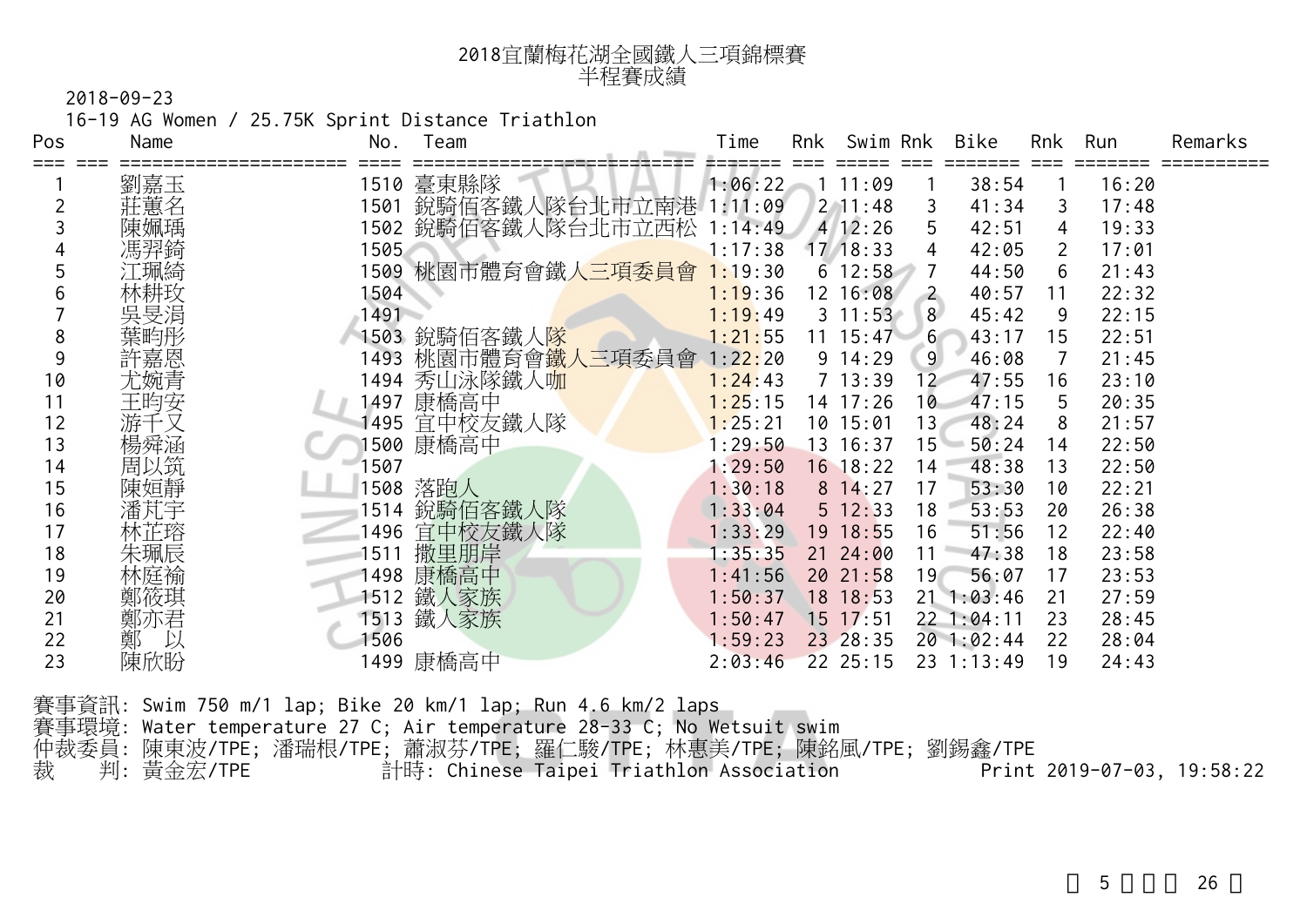# 2018宜蘭梅花湖全國鐵人三項錦標賽
## 半程賽成績

2018-09-23

16-19 AG Women / 25.75K Sprint Distance Triathlon

| Pos | Name | No. | Team | Time | Rnk | Swim | Rnk | Bike | Rnk | Run | Remarks |
|---|---|---|---|---|---|---|---|---|---|---|---|
| 1 | 劉嘉玉 | 1510 | 臺東縣隊 | 1:06:22 | 1 | 11:09 | 1 | 38:54 | 1 | 16:20 | |
| 2 | 莊蕙名 | 1501 | 銳騎佰客鐵人隊台北市立南港 | 1:11:09 | 2 | 11:48 | 3 | 41:34 | 3 | 17:48 | |
| 3 | 陳姵瑀 | 1502 | 銳騎佰客鐵人隊台北市立西松 | 1:14:49 | 4 | 12:26 | 5 | 42:51 | 4 | 19:33 | |
| 4 | 馮羿錡 | 1505 | | 1:17:38 | 17 | 18:33 | 4 | 42:05 | 2 | 17:01 | |
| 5 | 江珮綺 | 1509 | 桃園市體育會鐵人三項委員會 | 1:19:30 | 6 | 12:58 | 7 | 44:50 | 6 | 21:43 | |
| 6 | 林耕玫 | 1504 | | 1:19:36 | 12 | 16:08 | 2 | 40:57 | 11 | 22:32 | |
| 7 | 吳旻涓 | 1491 | | 1:19:49 | 3 | 11:53 | 8 | 45:42 | 9 | 22:15 | |
| 8 | 葉昀彤 | 1503 | 銳騎佰客鐵人隊 | 1:21:55 | 11 | 15:47 | 6 | 43:17 | 15 | 22:51 | |
| 9 | 許嘉恩 | 1493 | 桃園市體育會鐵人三項委員會 | 1:22:20 | 9 | 14:29 | 9 | 46:08 | 7 | 21:45 | |
| 10 | 尤婉青 | 1494 | 秀山泳隊鐵人咖 | 1:24:43 | 7 | 13:39 | 12 | 47:55 | 16 | 23:10 | |
| 11 | 王昀安 | 1497 | 康橋高中 | 1:25:15 | 14 | 17:26 | 10 | 47:15 | 5 | 20:35 | |
| 12 | 游千又 | 1495 | 宜中校友鐵人隊 | 1:25:21 | 10 | 15:01 | 13 | 48:24 | 8 | 21:57 | |
| 13 | 楊舜涵 | 1500 | 康橋高中 | 1:29:50 | 13 | 16:37 | 15 | 50:24 | 14 | 22:50 | |
| 14 | 周以筑 | 1507 | | 1:29:50 | 16 | 18:22 | 14 | 48:38 | 13 | 22:50 | |
| 15 | 陳姮靜 | 1508 | 落跑人 | 1:30:18 | 8 | 14:27 | 17 | 53:30 | 10 | 22:21 | |
| 16 | 潘芃宇 | 1514 | 銳騎佰客鐵人隊 | 1:33:04 | 5 | 12:33 | 18 | 53:53 | 20 | 26:38 | |
| 17 | 林芷瑢 | 1496 | 宜中校友鐵人隊 | 1:33:29 | 19 | 18:55 | 16 | 51:56 | 12 | 22:40 | |
| 18 | 朱珮辰 | 1511 | 撒里朋岸 | 1:35:35 | 21 | 24:00 | 11 | 47:38 | 18 | 23:58 | |
| 19 | 林庭褕 | 1498 | 康橋高中 | 1:41:56 | 20 | 21:58 | 19 | 56:07 | 17 | 23:53 | |
| 20 | 鄭筱琪 | 1512 | 鐵人家族 | 1:50:37 | 18 | 18:53 | 21 | 1:03:46 | 21 | 27:59 | |
| 21 | 鄭亦君 | 1513 | 鐵人家族 | 1:50:47 | 15 | 17:51 | 22 | 1:04:11 | 23 | 28:45 | |
| 22 | 鄭　以 | 1506 | | 1:59:23 | 23 | 28:35 | 20 | 1:02:44 | 22 | 28:04 | |
| 23 | 陳欣盼 | 1499 | 康橋高中 | 2:03:46 | 22 | 25:15 | 23 | 1:13:49 | 19 | 24:43 | |

賽事資訊: Swim 750 m/1 lap; Bike 20 km/1 lap; Run 4.6 km/2 laps
賽事環境: Water temperature 27 C; Air temperature 28-33 C; No Wetsuit swim
仲裁委員: 陳東波/TPE; 潘瑞根/TPE; 蕭淑芬/TPE; 羅仁駿/TPE; 林惠美/TPE; 陳銘風/TPE; 劉錫鑫/TPE
裁　　判: 黃金宏/TPE　　計時: Chinese Taipei Triathlon Association　　Print 2019-07-03, 19:58:22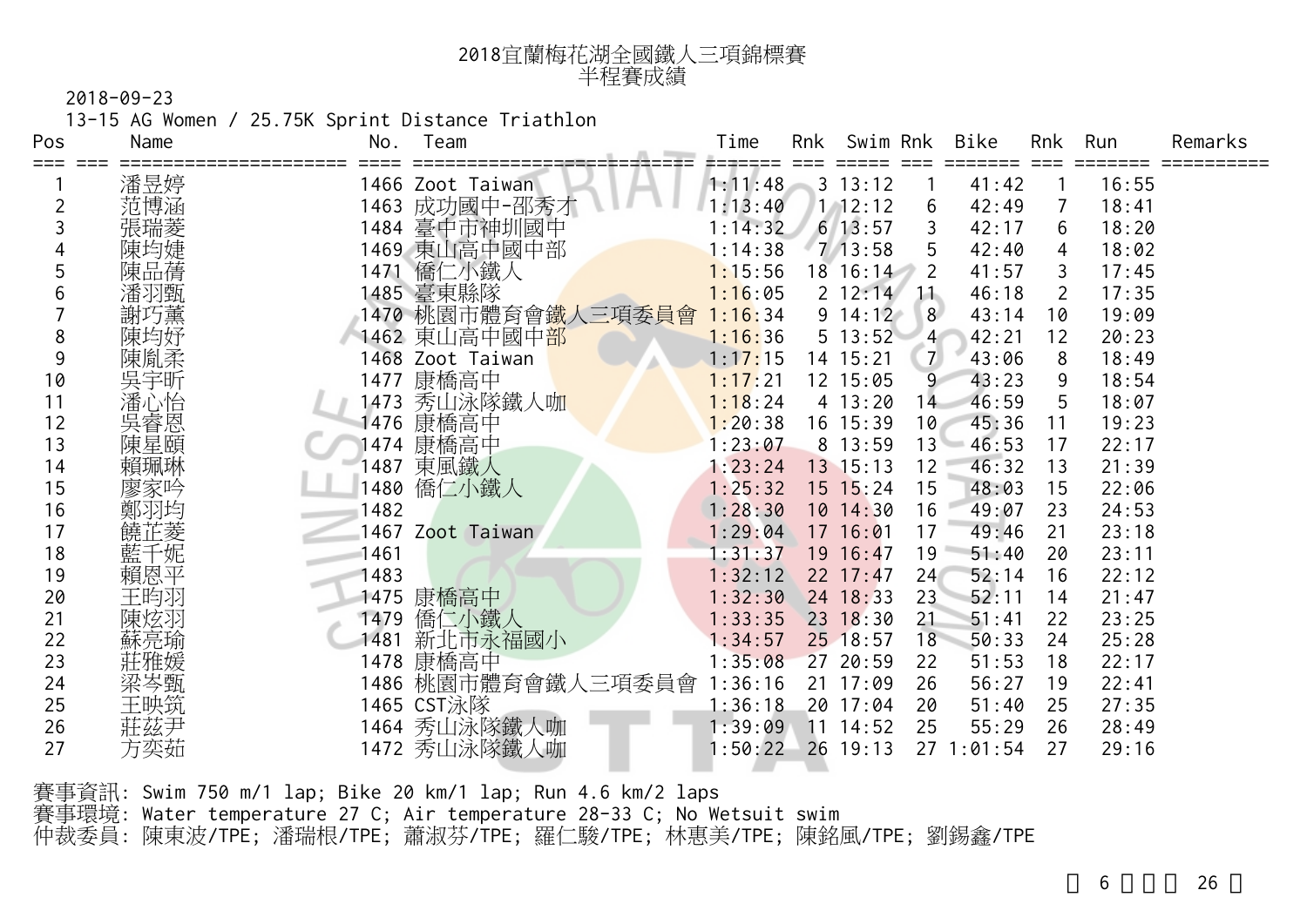# 2018宜蘭梅花湖全國鐵人三項錦標賽
## 半程賽成績

2018-09-23

13-15 AG Women / 25.75K Sprint Distance Triathlon

| Pos | Name | No. | Team | Time | Rnk | Swim | Rnk | Bike | Rnk | Run | Remarks |
|---|---|---|---|---|---|---|---|---|---|---|---|
| 1 | 潘昱婷 | 1466 | Zoot Taiwan | 1:11:48 | 3 | 13:12 | 1 | 41:42 | 1 | 16:55 | |
| 2 | 范博涵 | 1463 | 成功國中-邵秀才 | 1:13:40 | 1 | 12:12 | 6 | 42:49 | 7 | 18:41 | |
| 3 | 張瑞菱 | 1484 | 臺中市神圳國中 | 1:14:32 | 6 | 13:57 | 3 | 42:17 | 6 | 18:20 | |
| 4 | 陳均婕 | 1469 | 東山高中國中部 | 1:14:38 | 7 | 13:58 | 5 | 42:40 | 4 | 18:02 | |
| 5 | 陳品蒨 | 1471 | 僑仁小鐵人 | 1:15:56 | 18 | 16:14 | 2 | 41:57 | 3 | 17:45 | |
| 6 | 潘羽甄 | 1485 | 臺東縣隊 | 1:16:05 | 2 | 12:14 | 11 | 46:18 | 2 | 17:35 | |
| 7 | 謝巧薰 | 1470 | 桃園市體育會鐵人三項委員會 | 1:16:34 | 9 | 14:12 | 8 | 43:14 | 10 | 19:09 | |
| 8 | 陳均妤 | 1462 | 東山高中國中部 | 1:16:36 | 5 | 13:52 | 4 | 42:21 | 12 | 20:23 | |
| 9 | 陳胤柔 | 1468 | Zoot Taiwan | 1:17:15 | 14 | 15:21 | 7 | 43:06 | 8 | 18:49 | |
| 10 | 吳宇昕 | 1477 | 康橋高中 | 1:17:21 | 12 | 15:05 | 9 | 43:23 | 9 | 18:54 | |
| 11 | 潘心怡 | 1473 | 秀山泳隊鐵人咖 | 1:18:24 | 4 | 13:20 | 14 | 46:59 | 5 | 18:07 | |
| 12 | 吳睿恩 | 1476 | 康橋高中 | 1:20:38 | 16 | 15:39 | 10 | 45:36 | 11 | 19:23 | |
| 13 | 陳星頤 | 1474 | 康橋高中 | 1:23:07 | 8 | 13:59 | 13 | 46:53 | 17 | 22:17 | |
| 14 | 賴珮琳 | 1487 | 東風鐵人 | 1:23:24 | 13 | 15:13 | 12 | 46:32 | 13 | 21:39 | |
| 15 | 廖家吟 | 1480 | 僑仁小鐵人 | 1:25:32 | 15 | 15:24 | 15 | 48:03 | 15 | 22:06 | |
| 16 | 鄭羽均 | 1482 | | 1:28:30 | 10 | 14:30 | 16 | 49:07 | 23 | 24:53 | |
| 17 | 饒芷菱 | 1467 | Zoot Taiwan | 1:29:04 | 17 | 16:01 | 17 | 49:46 | 21 | 23:18 | |
| 18 | 藍千妮 | 1461 | | 1:31:37 | 19 | 16:47 | 19 | 51:40 | 20 | 23:11 | |
| 19 | 賴恩平 | 1483 | | 1:32:12 | 22 | 17:47 | 24 | 52:14 | 16 | 22:12 | |
| 20 | 王昀羽 | 1475 | 康橋高中 | 1:32:30 | 24 | 18:33 | 23 | 52:11 | 14 | 21:47 | |
| 21 | 陳炫羽 | 1479 | 僑仁小鐵人 | 1:33:35 | 23 | 18:30 | 21 | 51:41 | 22 | 23:25 | |
| 22 | 蘇亮瑜 | 1481 | 新北市永福國小 | 1:34:57 | 25 | 18:57 | 18 | 50:33 | 24 | 25:28 | |
| 23 | 莊雅媛 | 1478 | 康橋高中 | 1:35:08 | 27 | 20:59 | 22 | 51:53 | 18 | 22:17 | |
| 24 | 梁岑甄 | 1486 | 桃園市體育會鐵人三項委員會 | 1:36:16 | 21 | 17:09 | 26 | 56:27 | 19 | 22:41 | |
| 25 | 王映筑 | 1465 | CST泳隊 | 1:36:18 | 20 | 17:04 | 20 | 51:40 | 25 | 27:35 | |
| 26 | 莊茲尹 | 1464 | 秀山泳隊鐵人咖 | 1:39:09 | 11 | 14:52 | 25 | 55:29 | 26 | 28:49 | |
| 27 | 方奕茹 | 1472 | 秀山泳隊鐵人咖 | 1:50:22 | 26 | 19:13 | 27 | 1:01:54 | 27 | 29:16 | |

賽事資訊: Swim 750 m/1 lap; Bike 20 km/1 lap; Run 4.6 km/2 laps

賽事環境: Water temperature 27 C; Air temperature 28-33 C; No Wetsuit swim

仲裁委員: 陳東波/TPE; 潘瑞根/TPE; 蕭淑芬/TPE; 羅仁駿/TPE; 林惠美/TPE; 陳銘風/TPE; 劉錫鑫/TPE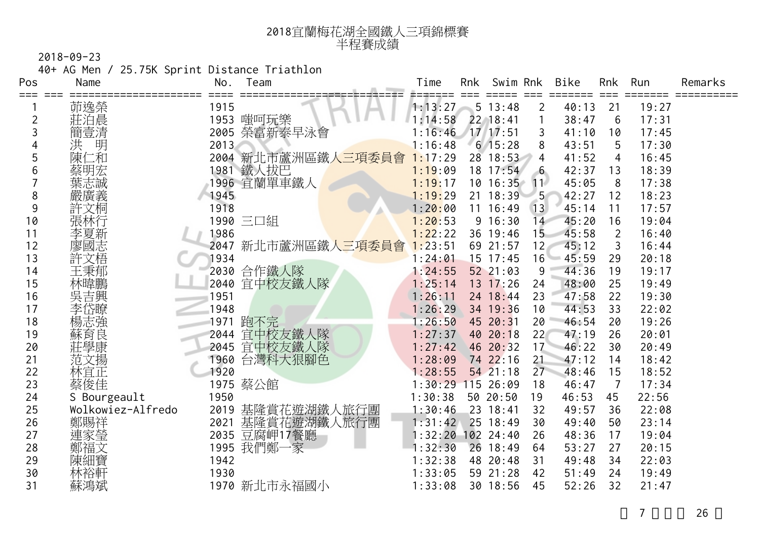# 2018宜蘭梅花湖全國鐵人三項錦標賽
## 半程賽成績

2018-09-23

40+ AG Men / 25.75K Sprint Distance Triathlon

| Pos | Name | No. | Team | Time | Rnk | Swim | Rnk | Bike | Rnk | Run | Remarks |
|---|---|---|---|---|---|---|---|---|---|---|---|
| 1 | 茆逸榮 | 1915 | | 1:13:27 | 5 | 13:48 | 2 | 40:13 | 21 | 19:27 | |
| 2 | 莊泊晨 | 1953 | 嗤呵玩樂 | 1:14:58 | 22 | 18:41 | 1 | 38:47 | 6 | 17:31 | |
| 3 | 簡壹清 | 2005 | 榮富新泰早泳會 | 1:16:46 | 17 | 17:51 | 3 | 41:10 | 10 | 17:45 | |
| 4 | 洪 明 | 2013 | | 1:16:48 | 6 | 15:28 | 8 | 43:51 | 5 | 17:30 | |
| 5 | 陳仁和 | 2004 | 新北市蘆洲區鐵人三項委員會 | 1:17:29 | 28 | 18:53 | 4 | 41:52 | 4 | 16:45 | |
| 6 | 蔡明宏 | 1981 | 鐵人拔巴 | 1:19:09 | 18 | 17:54 | 6 | 42:37 | 13 | 18:39 | |
| 7 | 葉志誠 | 1996 | 宜蘭單車鐵人 | 1:19:17 | 10 | 16:35 | 11 | 45:05 | 8 | 17:38 | |
| 8 | 嚴廣義 | 1945 | | 1:19:29 | 21 | 18:39 | 5 | 42:27 | 12 | 18:23 | |
| 9 | 許文桐 | 1918 | | 1:20:00 | 11 | 16:49 | 13 | 45:14 | 11 | 17:57 | |
| 10 | 張林行 | 1990 | 三口組 | 1:20:53 | 9 | 16:30 | 14 | 45:20 | 16 | 19:04 | |
| 11 | 李夏新 | 1986 | | 1:22:22 | 36 | 19:46 | 15 | 45:58 | 2 | 16:40 | |
| 12 | 廖國志 | 2047 | 新北市蘆洲區鐵人三項委員會 | 1:23:51 | 69 | 21:57 | 12 | 45:12 | 3 | 16:44 | |
| 13 | 許文梧 | 1934 | | 1:24:01 | 15 | 17:45 | 16 | 45:59 | 29 | 20:18 | |
| 14 | 王秉郁 | 2030 | 合作鐵人隊 | 1:24:55 | 52 | 21:03 | 9 | 44:36 | 19 | 19:17 | |
| 15 | 林暐鵬 | 2040 | 宜中校友鐵人隊 | 1:25:14 | 13 | 17:26 | 24 | 48:00 | 25 | 19:49 | |
| 16 | 吳吉興 | 1951 | | 1:26:11 | 24 | 18:44 | 23 | 47:58 | 22 | 19:30 | |
| 17 | 李岱暸 | 1948 | | 1:26:29 | 34 | 19:36 | 10 | 44:53 | 33 | 22:02 | |
| 18 | 楊志強 | 1971 | 跑不完 | 1:26:50 | 45 | 20:31 | 20 | 46:54 | 20 | 19:26 | |
| 19 | 蘇育良 | 2044 | 宜中校友鐵人隊 | 1:27:37 | 40 | 20:18 | 22 | 47:19 | 26 | 20:01 | |
| 20 | 莊學康 | 2045 | 宜中校友鐵人隊 | 1:27:42 | 46 | 20:32 | 17 | 46:22 | 30 | 20:49 | |
| 21 | 范文揚 | 1960 | 台灣科大狠腳色 | 1:28:09 | 74 | 22:16 | 21 | 47:12 | 14 | 18:42 | |
| 22 | 林宜正 | 1920 | | 1:28:55 | 54 | 21:18 | 27 | 48:46 | 15 | 18:52 | |
| 23 | 蔡俊佳 | 1975 | 蔡公館 | 1:30:29 | 115 | 26:09 | 18 | 46:47 | 7 | 17:34 | |
| 24 | S Bourgeault | 1950 | | 1:30:38 | 50 | 20:50 | 19 | 46:53 | 45 | 22:56 | |
| 25 | Wolkowiez-Alfredo | 2019 | 基隆賞花遊湖鐵人旅行團 | 1:30:46 | 23 | 18:41 | 32 | 49:57 | 36 | 22:08 | |
| 26 | 鄭賜祥 | 2021 | 基隆賞花遊湖鐵人旅行團 | 1:31:42 | 25 | 18:49 | 30 | 49:40 | 50 | 23:14 | |
| 27 | 連家瑩 | 2035 | 豆腐岬17餐廳 | 1:32:20 | 102 | 24:40 | 26 | 48:36 | 17 | 19:04 | |
| 28 | 鄭福文 | 1995 | 我們鄭一家 | 1:32:30 | 26 | 18:49 | 64 | 53:27 | 27 | 20:15 | |
| 29 | 陳細寶 | 1942 | | 1:32:38 | 48 | 20:48 | 31 | 49:48 | 34 | 22:03 | |
| 30 | 林裕軒 | 1930 | | 1:33:05 | 59 | 21:28 | 42 | 51:49 | 24 | 19:49 | |
| 31 | 蘇鴻斌 | 1970 | 新北市永福國小 | 1:33:08 | 30 | 18:56 | 45 | 52:26 | 32 | 21:47 | |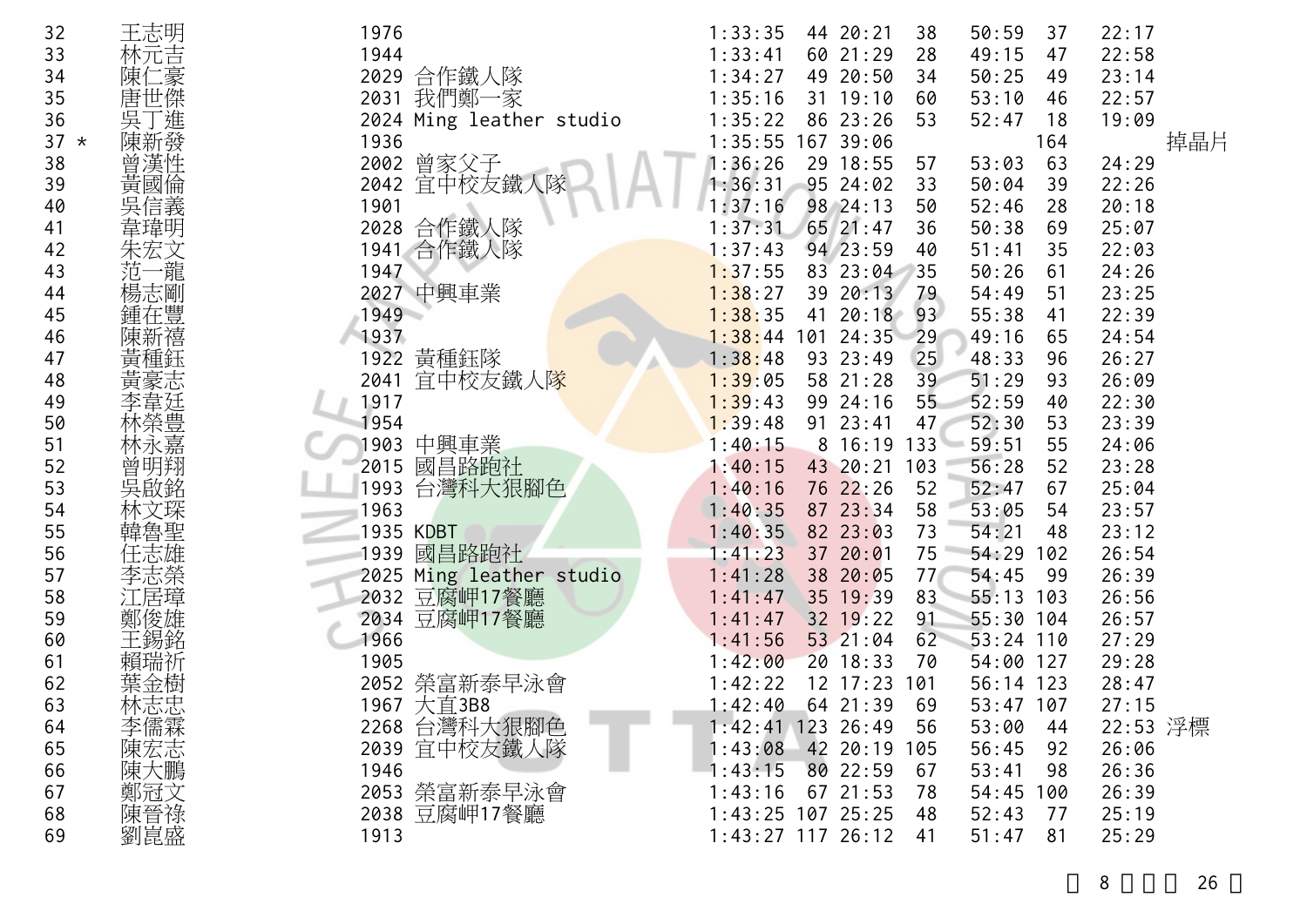| 32 | | 王志明 | 1976 | | 1:33:35 | 44 | 20:21 | 38 | 50:59 | 37 | 22:17 | |
|---|---|---|---|---|---|---|---|---|---|---|---|---|
| 33 | | 林元吉 | 1944 | | 1:33:41 | 60 | 21:29 | 28 | 49:15 | 47 | 22:58 | |
| 34 | | 陳仁豪 | 2029 | 合作鐵人隊 | 1:34:27 | 49 | 20:50 | 34 | 50:25 | 49 | 23:14 | |
| 35 | | 唐世傑 | 2031 | 我們鄭一家 | 1:35:16 | 31 | 19:10 | 60 | 53:10 | 46 | 22:57 | |
| 36 | | 吳丁進 | 2024 | Ming leather studio | 1:35:22 | 86 | 23:26 | 53 | 52:47 | 18 | 19:09 | |
| 37 | * | 陳新發 | 1936 | | 1:35:55 | 167 | 39:06 | | | 164 | | 掉晶片 |
| 38 | | 曾漢性 | 2002 | 曾家父子 | 1:36:26 | 29 | 18:55 | 57 | 53:03 | 63 | 24:29 | |
| 39 | | 黃國倫 | 2042 | 宜中校友鐵人隊 | 1:36:31 | 95 | 24:02 | 33 | 50:04 | 39 | 22:26 | |
| 40 | | 吳信義 | 1901 | | 1:37:16 | 98 | 24:13 | 50 | 52:46 | 28 | 20:18 | |
| 41 | | 韋瑋明 | 2028 | 合作鐵人隊 | 1:37:31 | 65 | 21:47 | 36 | 50:38 | 69 | 25:07 | |
| 42 | | 朱宏文 | 1941 | 合作鐵人隊 | 1:37:43 | 94 | 23:59 | 40 | 51:41 | 35 | 22:03 | |
| 43 | | 范一龍 | 1947 | | 1:37:55 | 83 | 23:04 | 35 | 50:26 | 61 | 24:26 | |
| 44 | | 楊志剛 | 2027 | 中興車業 | 1:38:27 | 39 | 20:13 | 79 | 54:49 | 51 | 23:25 | |
| 45 | | 鍾在豐 | 1949 | | 1:38:35 | 41 | 20:18 | 93 | 55:38 | 41 | 22:39 | |
| 46 | | 陳新禧 | 1937 | | 1:38:44 | 101 | 24:35 | 29 | 49:16 | 65 | 24:54 | |
| 47 | | 黃種鈺 | 1922 | 黃種鈺隊 | 1:38:48 | 93 | 23:49 | 25 | 48:33 | 96 | 26:27 | |
| 48 | | 黃豪志 | 2041 | 宜中校友鐵人隊 | 1:39:05 | 58 | 21:28 | 39 | 51:29 | 93 | 26:09 | |
| 49 | | 李韋廷 | 1917 | | 1:39:43 | 99 | 24:16 | 55 | 52:59 | 40 | 22:30 | |
| 50 | | 林榮豐 | 1954 | | 1:39:48 | 91 | 23:41 | 47 | 52:30 | 53 | 23:39 | |
| 51 | | 林永嘉 | 1903 | 中興車業 | 1:40:15 | 8 | 16:19 | 133 | 59:51 | 55 | 24:06 | |
| 52 | | 曾明翔 | 2015 | 國昌路跑社 | 1:40:15 | 43 | 20:21 | 103 | 56:28 | 52 | 23:28 | |
| 53 | | 吳啟銘 | 1993 | 台灣科大狠腳色 | 1:40:16 | 76 | 22:26 | 52 | 52:47 | 67 | 25:04 | |
| 54 | | 林文琛 | 1963 | | 1:40:35 | 87 | 23:34 | 58 | 53:05 | 54 | 23:57 | |
| 55 | | 韓魯聖 | 1935 | KDBT | 1:40:35 | 82 | 23:03 | 73 | 54:21 | 48 | 23:12 | |
| 56 | | 任志雄 | 1939 | 國昌路跑社 | 1:41:23 | 37 | 20:01 | 75 | 54:29 | 102 | 26:54 | |
| 57 | | 李志榮 | 2025 | Ming leather studio | 1:41:28 | 38 | 20:05 | 77 | 54:45 | 99 | 26:39 | |
| 58 | | 江居瑋 | 2032 | 豆腐岬17餐廳 | 1:41:47 | 35 | 19:39 | 83 | 55:13 | 103 | 26:56 | |
| 59 | | 鄭俊雄 | 2034 | 豆腐岬17餐廳 | 1:41:47 | 32 | 19:22 | 91 | 55:30 | 104 | 26:57 | |
| 60 | | 王錫銘 | 1966 | | 1:41:56 | 53 | 21:04 | 62 | 53:24 | 110 | 27:29 | |
| 61 | | 賴瑞祈 | 1905 | | 1:42:00 | 20 | 18:33 | 70 | 54:00 | 127 | 29:28 | |
| 62 | | 葉金樹 | 2052 | 榮富新泰早泳會 | 1:42:22 | 12 | 17:23 | 101 | 56:14 | 123 | 28:47 | |
| 63 | | 林志忠 | 1967 | 大直3B8 | 1:42:40 | 64 | 21:39 | 69 | 53:47 | 107 | 27:15 | |
| 64 | | 李儒霖 | 2268 | 台灣科大狠腳色 | 1:42:41 | 123 | 26:49 | 56 | 53:00 | 44 | 22:53 | 浮標 |
| 65 | | 陳宏志 | 2039 | 宜中校友鐵人隊 | 1:43:08 | 42 | 20:19 | 105 | 56:45 | 92 | 26:06 | |
| 66 | | 陳大鵬 | 1946 | | 1:43:15 | 80 | 22:59 | 67 | 53:41 | 98 | 26:36 | |
| 67 | | 鄭冠文 | 2053 | 榮富新泰早泳會 | 1:43:16 | 67 | 21:53 | 78 | 54:45 | 100 | 26:39 | |
| 68 | | 陳晉祿 | 2038 | 豆腐岬17餐廳 | 1:43:25 | 107 | 25:25 | 48 | 52:43 | 77 | 25:19 | |
| 69 | | 劉崑盛 | 1913 | | 1:43:27 | 117 | 26:12 | 41 | 51:47 | 81 | 25:29 | |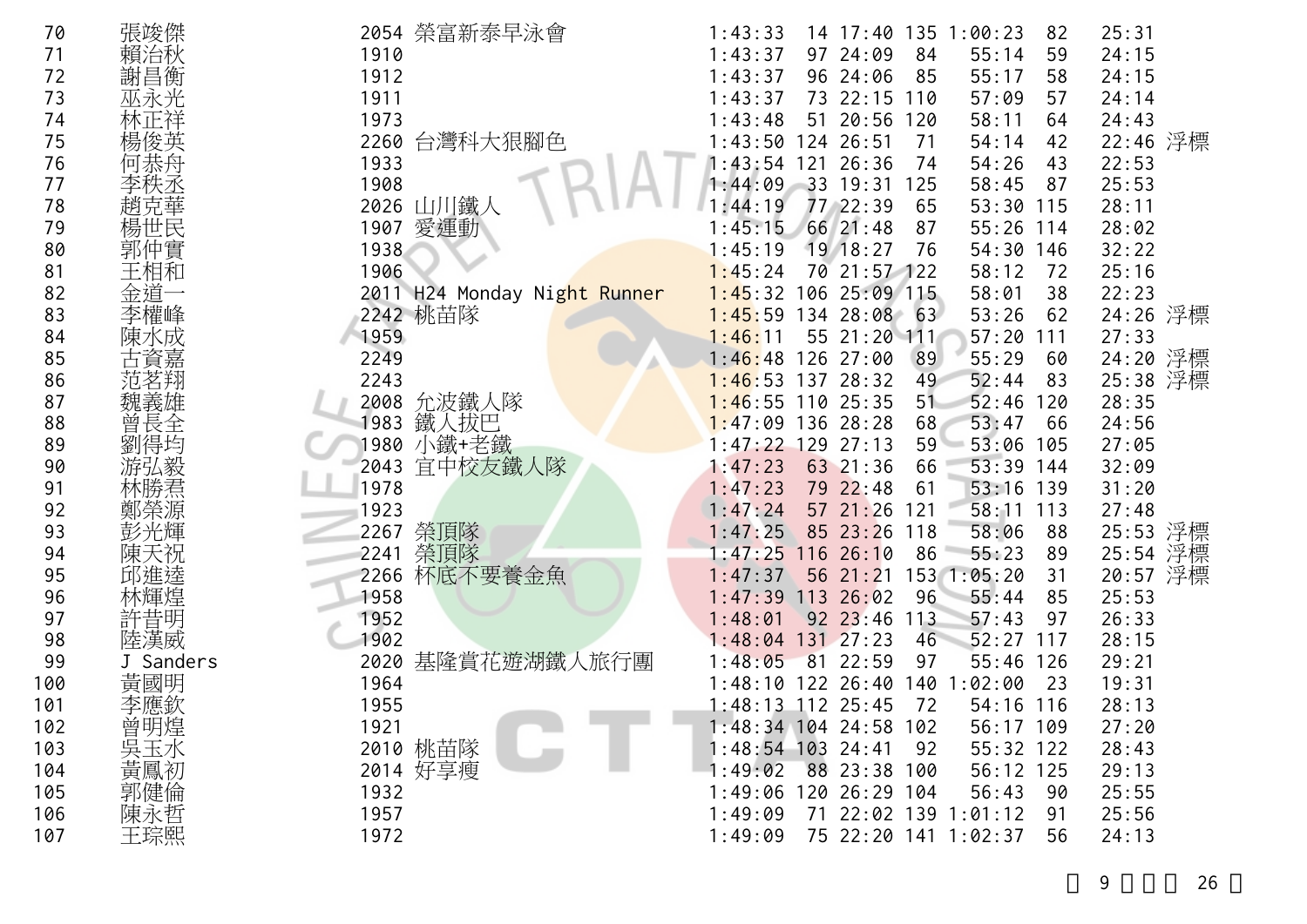| | | | | | | | | | | | |
|---|---|---|---|---|---|---|---|---|---|---|---|
| 70 | 張竣傑 | 2054 | 榮富新泰早泳會 | 1:43:33 | 14 | 17:40 | 135 | 1:00:23 | 82 | 25:31 | |
| 71 | 賴治秋 | 1910 | | 1:43:37 | 97 | 24:09 | 84 | 55:14 | 59 | 24:15 | |
| 72 | 謝昌衡 | 1912 | | 1:43:37 | 96 | 24:06 | 85 | 55:17 | 58 | 24:15 | |
| 73 | 巫永光 | 1911 | | 1:43:37 | 73 | 22:15 | 110 | 57:09 | 57 | 24:14 | |
| 74 | 林正祥 | 1973 | | 1:43:48 | 51 | 20:56 | 120 | 58:11 | 64 | 24:43 | |
| 75 | 楊俊英 | 2260 | 台灣科大狠腳色 | 1:43:50 | 124 | 26:51 | 71 | 54:14 | 42 | 22:46 | 浮標 |
| 76 | 何恭舟 | 1933 | | 1:43:54 | 121 | 26:36 | 74 | 54:26 | 43 | 22:53 | |
| 77 | 李秩丞 | 1908 | | 1:44:09 | 33 | 19:31 | 125 | 58:45 | 87 | 25:53 | |
| 78 | 趙克華 | 2026 | 山川鐵人 | 1:44:19 | 77 | 22:39 | 65 | 53:30 | 115 | 28:11 | |
| 79 | 楊世民 | 1907 | 愛運動 | 1:45:15 | 66 | 21:48 | 87 | 55:26 | 114 | 28:02 | |
| 80 | 郭仲實 | 1938 | | 1:45:19 | 19 | 18:27 | 76 | 54:30 | 146 | 32:22 | |
| 81 | 王相和 | 1906 | | 1:45:24 | 70 | 21:57 | 122 | 58:12 | 72 | 25:16 | |
| 82 | 金道一 | 2011 | H24 Monday Night Runner | 1:45:32 | 106 | 25:09 | 115 | 58:01 | 38 | 22:23 | |
| 83 | 李權峰 | 2242 | 桃苗隊 | 1:45:59 | 134 | 28:08 | 63 | 53:26 | 62 | 24:26 | 浮標 |
| 84 | 陳水成 | 1959 | | 1:46:11 | 55 | 21:20 | 111 | 57:20 | 111 | 27:33 | |
| 85 | 古資嘉 | 2249 | | 1:46:48 | 126 | 27:00 | 89 | 55:29 | 60 | 24:20 | 浮標 |
| 86 | 范茗翔 | 2243 | | 1:46:53 | 137 | 28:32 | 49 | 52:44 | 83 | 25:38 | 浮標 |
| 87 | 魏義雄 | 2008 | 允波鐵人隊 | 1:46:55 | 110 | 25:35 | 51 | 52:46 | 120 | 28:35 | |
| 88 | 曾長全 | 1983 | 鐵人拔巴 | 1:47:09 | 136 | 28:28 | 68 | 53:47 | 66 | 24:56 | |
| 89 | 劉得均 | 1980 | 小鐵+老鐵 | 1:47:22 | 129 | 27:13 | 59 | 53:06 | 105 | 27:05 | |
| 90 | 游弘毅 | 2043 | 宜中校友鐵人隊 | 1:47:23 | 63 | 21:36 | 66 | 53:39 | 144 | 32:09 | |
| 91 | 林勝君 | 1978 | | 1:47:23 | 79 | 22:48 | 61 | 53:16 | 139 | 31:20 | |
| 92 | 鄭榮源 | 1923 | | 1:47:24 | 57 | 21:26 | 121 | 58:11 | 113 | 27:48 | |
| 93 | 彭光輝 | 2267 | 榮頂隊 | 1:47:25 | 85 | 23:26 | 118 | 58:06 | 88 | 25:53 | 浮標 |
| 94 | 陳天祝 | 2241 | 榮頂隊 | 1:47:25 | 116 | 26:10 | 86 | 55:23 | 89 | 25:54 | 浮標 |
| 95 | 邱進逵 | 2266 | 杯底不要養金魚 | 1:47:37 | 56 | 21:21 | 153 | 1:05:20 | 31 | 20:57 | 浮標 |
| 96 | 林輝煌 | 1958 | | 1:47:39 | 113 | 26:02 | 96 | 55:44 | 85 | 25:53 | |
| 97 | 許昔明 | 1952 | | 1:48:01 | 92 | 23:46 | 113 | 57:43 | 97 | 26:33 | |
| 98 | 陸漢威 | 1902 | | 1:48:04 | 131 | 27:23 | 46 | 52:27 | 117 | 28:15 | |
| 99 | J Sanders | 2020 | 基隆賞花遊湖鐵人旅行團 | 1:48:05 | 81 | 22:59 | 97 | 55:46 | 126 | 29:21 | |
| 100 | 黃國明 | 1964 | | 1:48:10 | 122 | 26:40 | 140 | 1:02:00 | 23 | 19:31 | |
| 101 | 李應欽 | 1955 | | 1:48:13 | 112 | 25:45 | 72 | 54:16 | 116 | 28:13 | |
| 102 | 曾明煌 | 1921 | | 1:48:34 | 104 | 24:58 | 102 | 56:17 | 109 | 27:20 | |
| 103 | 吳玉水 | 2010 | 桃苗隊 | 1:48:54 | 103 | 24:41 | 92 | 55:32 | 122 | 28:43 | |
| 104 | 黃鳳初 | 2014 | 好享瘦 | 1:49:02 | 88 | 23:38 | 100 | 56:12 | 125 | 29:13 | |
| 105 | 郭健倫 | 1932 | | 1:49:06 | 120 | 26:29 | 104 | 56:43 | 90 | 25:55 | |
| 106 | 陳永哲 | 1957 | | 1:49:09 | 71 | 22:02 | 139 | 1:01:12 | 91 | 25:56 | |
| 107 | 王琮熙 | 1972 | | 1:49:09 | 75 | 22:20 | 141 | 1:02:37 | 56 | 24:13 | |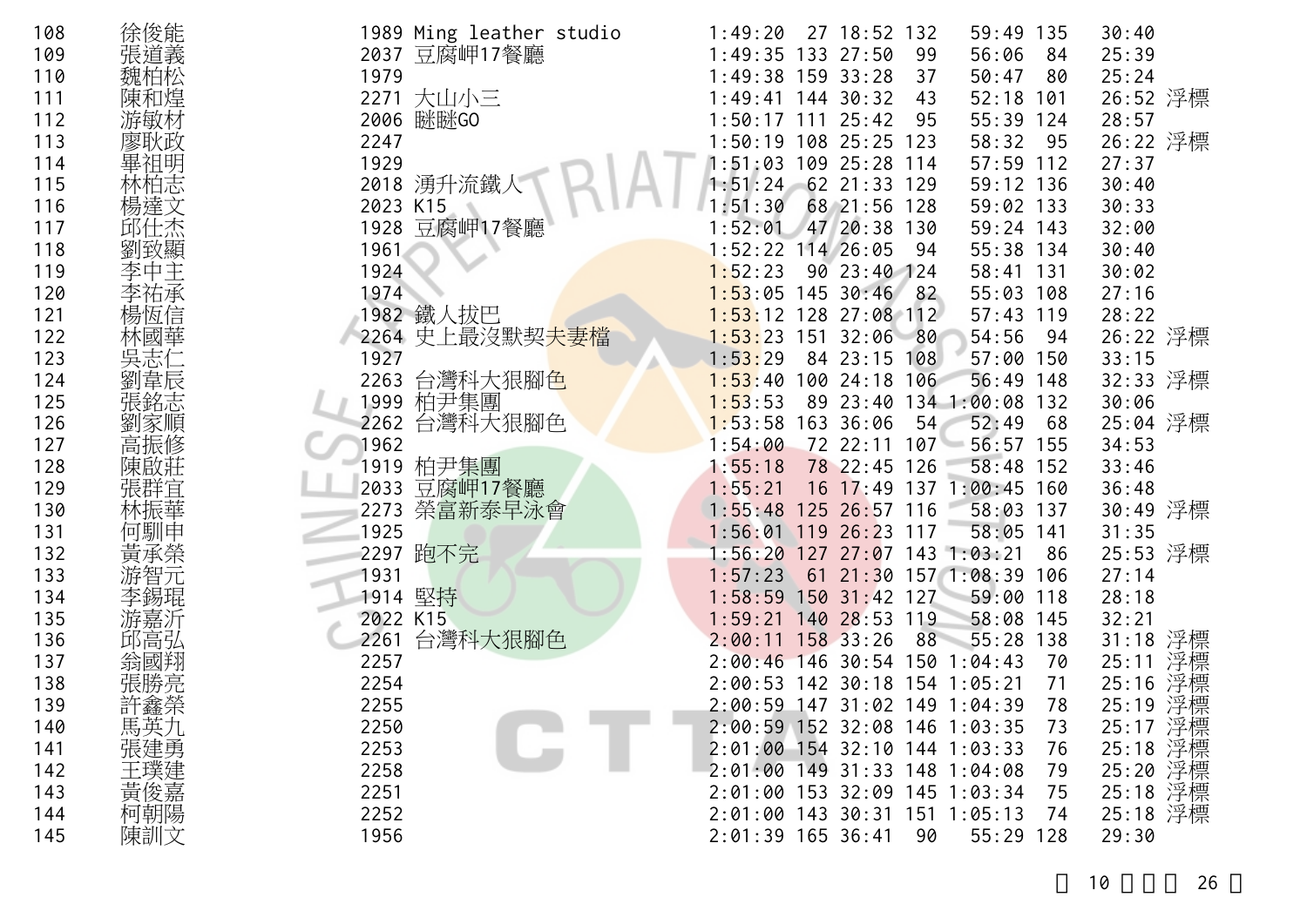| | | | | | | | | | | | |
|---|---|---|---|---|---|---|---|---|---|---|---|
| 108 | 徐俊能 | 1989 | Ming leather studio | 1:49:20 | 27 | 18:52 | 132 | 59:49 | 135 | 30:40 | |
| 109 | 張道義 | 2037 | 豆腐岬17餐廳 | 1:49:35 | 133 | 27:50 | 99 | 56:06 | 84 | 25:39 | |
| 110 | 魏柏松 | 1979 | | 1:49:38 | 159 | 33:28 | 37 | 50:47 | 80 | 25:24 | |
| 111 | 陳和煌 | 2271 | 大山小三 | 1:49:41 | 144 | 30:32 | 43 | 52:18 | 101 | 26:52 | 浮標 |
| 112 | 游敏材 | 2006 | 瞇瞇GO | 1:50:17 | 111 | 25:42 | 95 | 55:39 | 124 | 28:57 | |
| 113 | 廖耿政 | 2247 | | 1:50:19 | 108 | 25:25 | 123 | 58:32 | 95 | 26:22 | 浮標 |
| 114 | 畢祖明 | 1929 | | 1:51:03 | 109 | 25:28 | 114 | 57:59 | 112 | 27:37 | |
| 115 | 林柏志 | 2018 | 湧升流鐵人 | 1:51:24 | 62 | 21:33 | 129 | 59:12 | 136 | 30:40 | |
| 116 | 楊達文 | 2023 | K15 | 1:51:30 | 68 | 21:56 | 128 | 59:02 | 133 | 30:33 | |
| 117 | 邱仕杰 | 1928 | 豆腐岬17餐廳 | 1:52:01 | 47 | 20:38 | 130 | 59:24 | 143 | 32:00 | |
| 118 | 劉致顯 | 1961 | | 1:52:22 | 114 | 26:05 | 94 | 55:38 | 134 | 30:40 | |
| 119 | 李中主 | 1924 | | 1:52:23 | 90 | 23:40 | 124 | 58:41 | 131 | 30:02 | |
| 120 | 李祐承 | 1974 | | 1:53:05 | 145 | 30:46 | 82 | 55:03 | 108 | 27:16 | |
| 121 | 楊恆信 | 1982 | 鐵人拔巴 | 1:53:12 | 128 | 27:08 | 112 | 57:43 | 119 | 28:22 | |
| 122 | 林國華 | 2264 | 史上最沒默契夫妻檔 | 1:53:23 | 151 | 32:06 | 80 | 54:56 | 94 | 26:22 | 浮標 |
| 123 | 吳志仁 | 1927 | | 1:53:29 | 84 | 23:15 | 108 | 57:00 | 150 | 33:15 | |
| 124 | 劉韋辰 | 2263 | 台灣科大狠腳色 | 1:53:40 | 100 | 24:18 | 106 | 56:49 | 148 | 32:33 | 浮標 |
| 125 | 張銘志 | 1999 | 柏尹集團 | 1:53:53 | 89 | 23:40 | 134 | 1:00:08 | 132 | 30:06 | |
| 126 | 劉家順 | 2262 | 台灣科大狠腳色 | 1:53:58 | 163 | 36:06 | 54 | 52:49 | 68 | 25:04 | 浮標 |
| 127 | 高振修 | 1962 | | 1:54:00 | 72 | 22:11 | 107 | 56:57 | 155 | 34:53 | |
| 128 | 陳啟莊 | 1919 | 柏尹集團 | 1:55:18 | 78 | 22:45 | 126 | 58:48 | 152 | 33:46 | |
| 129 | 張群宜 | 2033 | 豆腐岬17餐廳 | 1:55:21 | 16 | 17:49 | 137 | 1:00:45 | 160 | 36:48 | |
| 130 | 林振華 | 2273 | 榮富新泰早泳會 | 1:55:48 | 125 | 26:57 | 116 | 58:03 | 137 | 30:49 | 浮標 |
| 131 | 何馴申 | 1925 | | 1:56:01 | 119 | 26:23 | 117 | 58:05 | 141 | 31:35 | |
| 132 | 黃承榮 | 2297 | 跑不完 | 1:56:20 | 127 | 27:07 | 143 | 1:03:21 | 86 | 25:53 | 浮標 |
| 133 | 游智元 | 1931 | | 1:57:23 | 61 | 21:30 | 157 | 1:08:39 | 106 | 27:14 | |
| 134 | 李錫琨 | 1914 | 堅持 | 1:58:59 | 150 | 31:42 | 127 | 59:00 | 118 | 28:18 | |
| 135 | 游嘉沂 | 2022 | K15 | 1:59:21 | 140 | 28:53 | 119 | 58:08 | 145 | 32:21 | |
| 136 | 邱高弘 | 2261 | 台灣科大狠腳色 | 2:00:11 | 158 | 33:26 | 88 | 55:28 | 138 | 31:18 | 浮標 |
| 137 | 翁國翔 | 2257 | | 2:00:46 | 146 | 30:54 | 150 | 1:04:43 | 70 | 25:11 | 浮標 |
| 138 | 張勝亮 | 2254 | | 2:00:53 | 142 | 30:18 | 154 | 1:05:21 | 71 | 25:16 | 浮標 |
| 139 | 許鑫榮 | 2255 | | 2:00:59 | 147 | 31:02 | 149 | 1:04:39 | 78 | 25:19 | 浮標 |
| 140 | 馬英九 | 2250 | | 2:00:59 | 152 | 32:08 | 146 | 1:03:35 | 73 | 25:17 | 浮標 |
| 141 | 張建勇 | 2253 | | 2:01:00 | 154 | 32:10 | 144 | 1:03:33 | 76 | 25:18 | 浮標 |
| 142 | 王璞建 | 2258 | | 2:01:00 | 149 | 31:33 | 148 | 1:04:08 | 79 | 25:20 | 浮標 |
| 143 | 黃俊嘉 | 2251 | | 2:01:00 | 153 | 32:09 | 145 | 1:03:34 | 75 | 25:18 | 浮標 |
| 144 | 柯朝陽 | 2252 | | 2:01:00 | 143 | 30:31 | 151 | 1:05:13 | 74 | 25:18 | 浮標 |
| 145 | 陳訓文 | 1956 | | 2:01:39 | 165 | 36:41 | 90 | 55:29 | 128 | 29:30 | |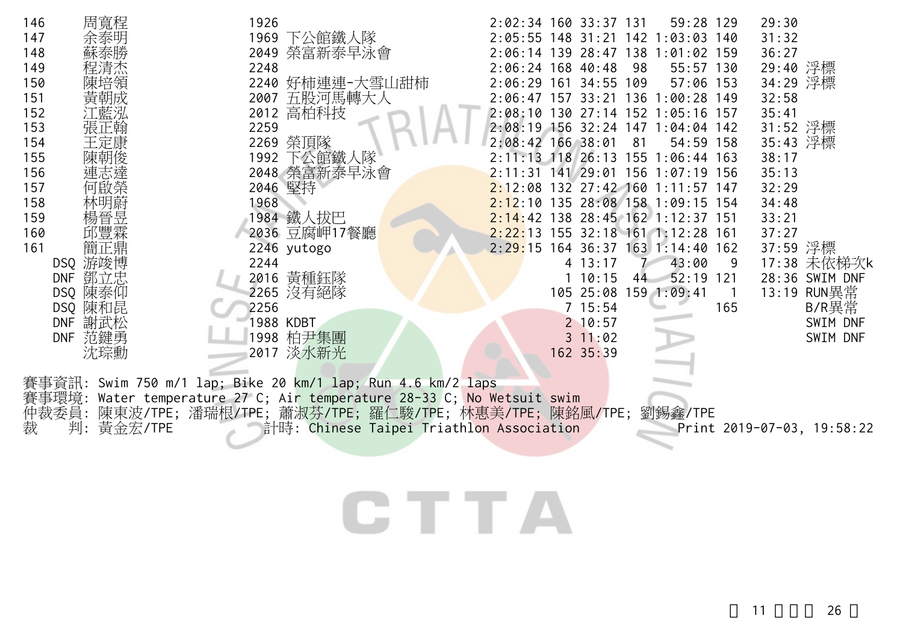| 名次 | 姓名 | 號碼 | 隊伍 | 總成績 | 游泳名次 | 游泳 | 自行車名次 | 自行車 | 跑步名次 | 跑步 | 備註 |
|---|---|---|---|---|---|---|---|---|---|---|---|
| 146 | 周寬程 | 1926 | | 2:02:34 | 160 | 33:37 | 131 | 59:28 | 129 | 29:30 | |
| 147 | 余泰明 | 1969 | 下公館鐵人隊 | 2:05:55 | 148 | 31:21 | 142 | 1:03:03 | 140 | 31:32 | |
| 148 | 蘇泰勝 | 2049 | 榮富新泰早泳會 | 2:06:14 | 139 | 28:47 | 138 | 1:01:02 | 159 | 36:27 | |
| 149 | 程清杰 | 2248 | | 2:06:24 | 168 | 40:48 | 98 | 55:57 | 130 | 29:40 | 浮標 |
| 150 | 陳培領 | 2240 | 好柿連連-大雪山甜柿 | 2:06:29 | 161 | 34:55 | 109 | 57:06 | 153 | 34:29 | 浮標 |
| 151 | 黃朝成 | 2007 | 五股河馬轉大人 | 2:06:47 | 157 | 33:21 | 136 | 1:00:28 | 149 | 32:58 | |
| 152 | 江藍泓 | 2012 | 高柏科技 | 2:08:10 | 130 | 27:14 | 152 | 1:05:16 | 157 | 35:41 | |
| 153 | 張正翰 | 2259 | | 2:08:19 | 156 | 32:24 | 147 | 1:04:04 | 142 | 31:52 | 浮標 |
| 154 | 王定康 | 2269 | 榮頂隊 | 2:08:42 | 166 | 38:01 | 81 | 54:59 | 158 | 35:43 | 浮標 |
| 155 | 陳朝俊 | 1992 | 下公館鐵人隊 | 2:11:13 | 118 | 26:13 | 155 | 1:06:44 | 163 | 38:17 | |
| 156 | 連志達 | 2048 | 榮富新泰早泳會 | 2:11:31 | 141 | 29:01 | 156 | 1:07:19 | 156 | 35:13 | |
| 157 | 何啟榮 | 2046 | 堅持 | 2:12:08 | 132 | 27:42 | 160 | 1:11:57 | 147 | 32:29 | |
| 158 | 林明蔚 | 1968 | | 2:12:10 | 135 | 28:08 | 158 | 1:09:15 | 154 | 34:48 | |
| 159 | 楊晉昱 | 1984 | 鐵人拔巴 | 2:14:42 | 138 | 28:45 | 162 | 1:12:37 | 151 | 33:21 | |
| 160 | 邱豐霖 | 2036 | 豆腐岬17餐廳 | 2:22:13 | 155 | 32:18 | 161 | 1:12:28 | 161 | 37:27 | |
| 161 | 簡正鼎 | 2246 | yutogo | 2:29:15 | 164 | 36:37 | 163 | 1:14:40 | 162 | 37:59 | 浮標 |
| DSQ | 游竣博 | 2244 | | | 4 | 13:17 | 7 | 43:00 | 9 | 17:38 | 未依梯次k |
| DNF | 鄧立忠 | 2016 | 黃種鈺隊 | | 1 | 10:15 | 44 | 52:19 | 121 | 28:36 | SWIM DNF |
| DSQ | 陳泰仰 | 2265 | 沒有絕隊 | | 105 | 25:08 | 159 | 1:09:41 | 1 | 13:19 | RUN異常 |
| DSQ | 陳和昆 | 2256 | | | 7 | 15:54 | | | 165 | | B/R異常 |
| DNF | 謝武松 | 1988 | KDBT | | 2 | 10:57 | | | | | SWIM DNF |
| DNF | 范鍵勇 | 1998 | 柏尹集團 | | 3 | 11:02 | | | | | SWIM DNF |
| | 沈琮勳 | 2017 | 淡水新光 | | 162 | 35:39 | | | | | |

賽事資訊: Swim 750 m/1 lap; Bike 20 km/1 lap; Run 4.6 km/2 laps
賽事環境: Water temperature 27 C; Air temperature 28-33 C; No Wetsuit swim
仲裁委員: 陳東波/TPE; 潘瑞根/TPE; 蕭淑芬/TPE; 羅仁駿/TPE; 林惠美/TPE; 陳銘風/TPE; 劉錫鑫/TPE
裁　　判: 黃金宏/TPE　　計時: Chinese Taipei Triathlon Association　　Print 2019-07-03, 19:58:22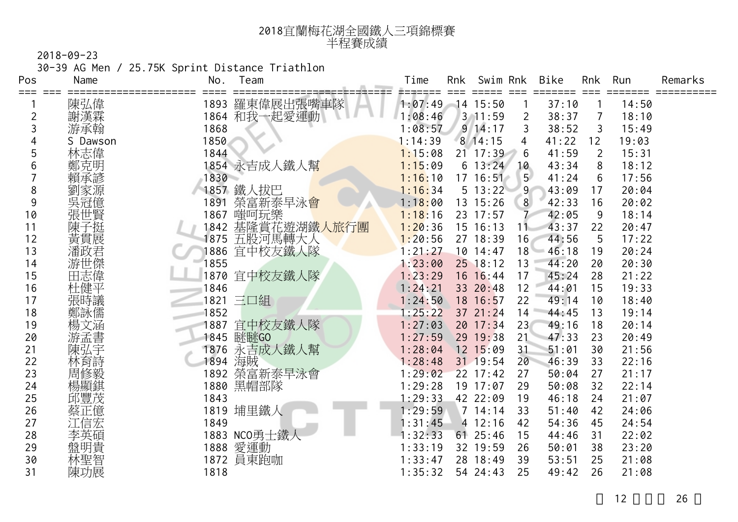# 2018宜蘭梅花湖全國鐵人三項錦標賽
## 半程賽成績

2018-09-23

30-39 AG Men / 25.75K Sprint Distance Triathlon

| Pos | Name | No. | Team | Time | Rnk | Swim | Rnk | Bike | Rnk | Run | Remarks |
|---|---|---|---|---|---|---|---|---|---|---|---|
| 1 | 陳弘偉 | 1893 | 羅東偉展出張嘴車隊 | 1:07:49 | 14 | 15:50 | 1 | 37:10 | 1 | 14:50 | |
| 2 | 謝漢霖 | 1864 | 和我一起愛運動 | 1:08:46 | 3 | 11:59 | 2 | 38:37 | 7 | 18:10 | |
| 3 | 游承翰 | 1868 | | 1:08:57 | 9 | 14:17 | 3 | 38:52 | 3 | 15:49 | |
| 4 | S Dawson | 1850 | | 1:14:39 | 8 | 14:15 | 4 | 41:22 | 12 | 19:03 | |
| 5 | 林志偉 | 1844 | | 1:15:08 | 21 | 17:39 | 6 | 41:59 | 2 | 15:31 | |
| 6 | 鄭克明 | 1854 | 永吉成人鐵人幫 | 1:15:09 | 6 | 13:24 | 10 | 43:34 | 8 | 18:12 | |
| 7 | 賴承諺 | 1830 | | 1:16:10 | 17 | 16:51 | 5 | 41:24 | 6 | 17:56 | |
| 8 | 劉家源 | 1857 | 鐵人拔巴 | 1:16:34 | 5 | 13:22 | 9 | 43:09 | 17 | 20:04 | |
| 9 | 吳冠億 | 1891 | 榮富新泰早泳會 | 1:18:00 | 13 | 15:26 | 8 | 42:33 | 16 | 20:02 | |
| 10 | 張世賢 | 1867 | 啱呵玩樂 | 1:18:16 | 23 | 17:57 | 7 | 42:05 | 9 | 18:14 | |
| 11 | 陳子挺 | 1842 | 基隆賞花遊湖鐵人旅行團 | 1:20:36 | 15 | 16:13 | 11 | 43:37 | 22 | 20:47 | |
| 12 | 黃貫展 | 1875 | 五股河馬轉大人 | 1:20:56 | 27 | 18:39 | 16 | 44:56 | 5 | 17:22 | |
| 13 | 潘政君 | 1886 | 宜中校友鐵人隊 | 1:21:27 | 10 | 14:47 | 18 | 46:18 | 19 | 20:24 | |
| 14 | 游世傑 | 1855 | | 1:23:00 | 25 | 18:12 | 13 | 44:20 | 20 | 20:30 | |
| 15 | 田志偉 | 1870 | 宜中校友鐵人隊 | 1:23:29 | 16 | 16:44 | 17 | 45:24 | 28 | 21:22 | |
| 16 | 杜健平 | 1846 | | 1:24:21 | 33 | 20:48 | 12 | 44:01 | 15 | 19:33 | |
| 17 | 張時議 | 1821 | 三口組 | 1:24:50 | 18 | 16:57 | 22 | 49:14 | 10 | 18:40 | |
| 18 | 鄭詠儒 | 1852 | | 1:25:22 | 37 | 21:24 | 14 | 44:45 | 13 | 19:14 | |
| 19 | 楊文涵 | 1887 | 宜中校友鐵人隊 | 1:27:03 | 20 | 17:34 | 23 | 49:16 | 18 | 20:14 | |
| 20 | 游孟書 | 1845 | 瞇瞇GO | 1:27:59 | 29 | 19:38 | 21 | 47:33 | 23 | 20:49 | |
| 21 | 陳弘宇 | 1876 | 永吉成人鐵人幫 | 1:28:04 | 12 | 15:09 | 31 | 51:01 | 30 | 21:56 | |
| 22 | 林育詩 | 1894 | 海賊 | 1:28:48 | 31 | 19:54 | 20 | 46:39 | 33 | 22:16 | |
| 23 | 周修毅 | 1892 | 榮富新泰早泳會 | 1:29:02 | 22 | 17:42 | 27 | 50:04 | 27 | 21:17 | |
| 24 | 楊顯錤 | 1880 | 黑帽部隊 | 1:29:28 | 19 | 17:07 | 29 | 50:08 | 32 | 22:14 | |
| 25 | 邱豐茂 | 1843 | | 1:29:33 | 42 | 22:09 | 19 | 46:18 | 24 | 21:07 | |
| 26 | 蔡正億 | 1819 | 埔里鐵人 | 1:29:59 | 7 | 14:14 | 33 | 51:40 | 42 | 24:06 | |
| 27 | 江信宏 | 1849 | | 1:31:45 | 4 | 12:16 | 42 | 54:36 | 45 | 24:54 | |
| 28 | 李英碩 | 1883 | NCO勇士鐵人 | 1:32:33 | 61 | 25:46 | 15 | 44:46 | 31 | 22:02 | |
| 29 | 盤明貴 | 1888 | 愛運動 | 1:33:19 | 32 | 19:59 | 26 | 50:01 | 38 | 23:20 | |
| 30 | 林聖智 | 1872 | 員東跑咖 | 1:33:47 | 28 | 18:49 | 39 | 53:51 | 25 | 21:08 | |
| 31 | 陳功展 | 1818 | | 1:35:32 | 54 | 24:43 | 25 | 49:42 | 26 | 21:08 | |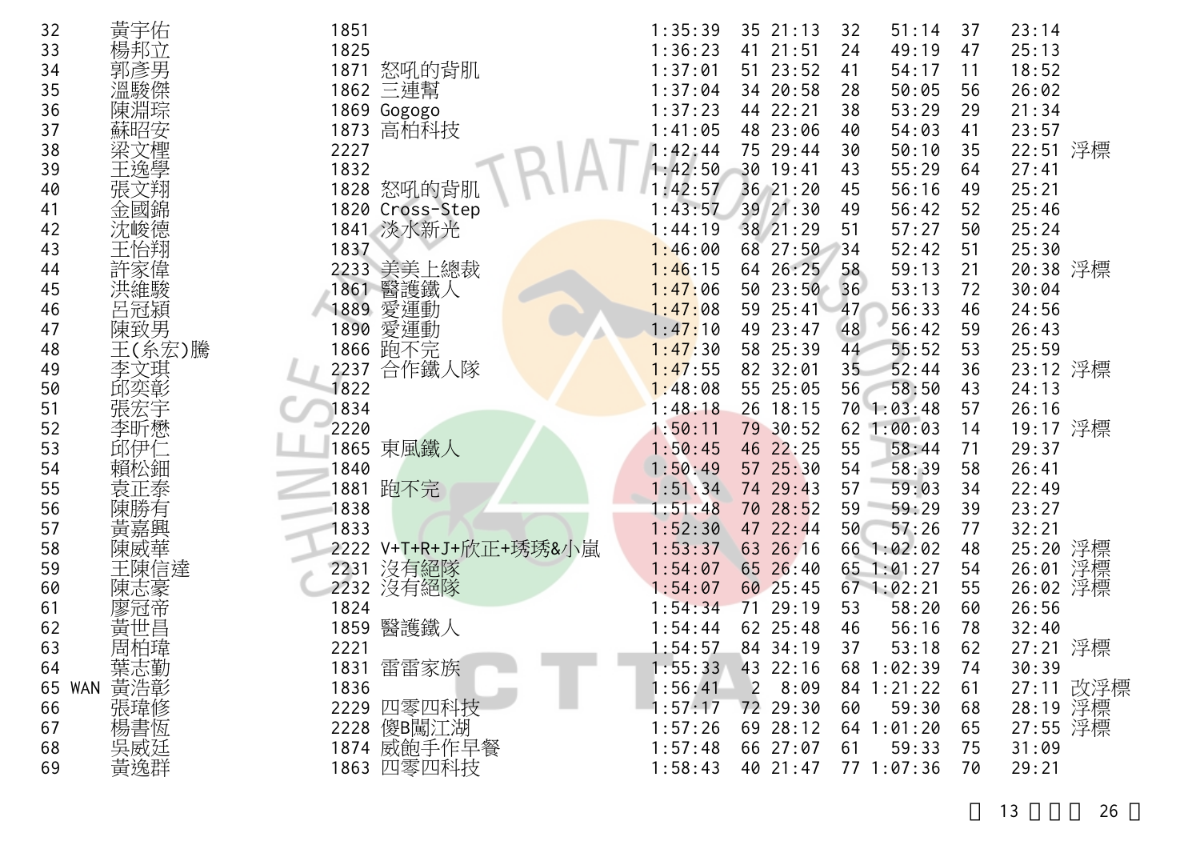| | | | | | | | | | | | | |
|---|---|---|---|---|---|---|---|---|---|---|---|---|
| 32 | 黃宇佑 | 1851 | | 1:35:39 | 35 | 21:13 | 32 | 51:14 | 37 | 23:14 | |
| 33 | 楊邦立 | 1825 | | 1:36:23 | 41 | 21:51 | 24 | 49:19 | 47 | 25:13 | |
| 34 | 郭彥男 | 1871 | 怒吼的背肌 | 1:37:01 | 51 | 23:52 | 41 | 54:17 | 11 | 18:52 | |
| 35 | 溫駿傑 | 1862 | 三連幫 | 1:37:04 | 34 | 20:58 | 28 | 50:05 | 56 | 26:02 | |
| 36 | 陳淵琮 | 1869 | Gogogo | 1:37:23 | 44 | 22:21 | 38 | 53:29 | 29 | 21:34 | |
| 37 | 蘇昭安 | 1873 | 高柏科技 | 1:41:05 | 48 | 23:06 | 40 | 54:03 | 41 | 23:57 | |
| 38 | 梁文樫 | 2227 | | 1:42:44 | 75 | 29:44 | 30 | 50:10 | 35 | 22:51 | 浮標 |
| 39 | 王逸學 | 1832 | | 1:42:50 | 30 | 19:41 | 43 | 55:29 | 64 | 27:41 | |
| 40 | 張文翔 | 1828 | 怒吼的背肌 | 1:42:57 | 36 | 21:20 | 45 | 56:16 | 49 | 25:21 | |
| 41 | 金國錦 | 1820 | Cross-Step | 1:43:57 | 39 | 21:30 | 49 | 56:42 | 52 | 25:46 | |
| 42 | 沈峻德 | 1841 | 淡水新光 | 1:44:19 | 38 | 21:29 | 51 | 57:27 | 50 | 25:24 | |
| 43 | 王怡翔 | 1837 | | 1:46:00 | 68 | 27:50 | 34 | 52:42 | 51 | 25:30 | |
| 44 | 許家偉 | 2233 | 美美上總裁 | 1:46:15 | 64 | 26:25 | 58 | 59:13 | 21 | 20:38 | 浮標 |
| 45 | 洪維駿 | 1861 | 醫護鐵人 | 1:47:06 | 50 | 23:50 | 36 | 53:13 | 72 | 30:04 | |
| 46 | 呂冠穎 | 1889 | 愛運動 | 1:47:08 | 59 | 25:41 | 47 | 56:33 | 46 | 24:56 | |
| 47 | 陳致男 | 1890 | 愛運動 | 1:47:10 | 49 | 23:47 | 48 | 56:42 | 59 | 26:43 | |
| 48 | 王(糸宏)騰 | 1866 | 跑不完 | 1:47:30 | 58 | 25:39 | 44 | 55:52 | 53 | 25:59 | |
| 49 | 李文琪 | 2237 | 合作鐵人隊 | 1:47:55 | 82 | 32:01 | 35 | 52:44 | 36 | 23:12 | 浮標 |
| 50 | 邱奕彰 | 1822 | | 1:48:08 | 55 | 25:05 | 56 | 58:50 | 43 | 24:13 | |
| 51 | 張宏宇 | 1834 | | 1:48:18 | 26 | 18:15 | 70 | 1:03:48 | 57 | 26:16 | |
| 52 | 李昕懋 | 2220 | | 1:50:11 | 79 | 30:52 | 62 | 1:00:03 | 14 | 19:17 | 浮標 |
| 53 | 邱伊仁 | 1865 | 東風鐵人 | 1:50:45 | 46 | 22:25 | 55 | 58:44 | 71 | 29:37 | |
| 54 | 賴松鈿 | 1840 | | 1:50:49 | 57 | 25:30 | 54 | 58:39 | 58 | 26:41 | |
| 55 | 袁正泰 | 1881 | 跑不完 | 1:51:34 | 74 | 29:43 | 57 | 59:03 | 34 | 22:49 | |
| 56 | 陳勝有 | 1838 | | 1:51:48 | 70 | 28:52 | 59 | 59:29 | 39 | 23:27 | |
| 57 | 黃嘉興 | 1833 | | 1:52:30 | 47 | 22:44 | 50 | 57:26 | 77 | 32:21 | |
| 58 | 陳威華 | 2222 | V+T+R+J+欣正+琇琇&小嵐 | 1:53:37 | 63 | 26:16 | 66 | 1:02:02 | 48 | 25:20 | 浮標 |
| 59 | 王陳信達 | 2231 | 沒有絕隊 | 1:54:07 | 65 | 26:40 | 65 | 1:01:27 | 54 | 26:01 | 浮標 |
| 60 | 陳志豪 | 2232 | 沒有絕隊 | 1:54:07 | 60 | 25:45 | 67 | 1:02:21 | 55 | 26:02 | 浮標 |
| 61 | 廖冠帝 | 1824 | | 1:54:34 | 71 | 29:19 | 53 | 58:20 | 60 | 26:56 | |
| 62 | 黃世昌 | 1859 | 醫護鐵人 | 1:54:44 | 62 | 25:48 | 46 | 56:16 | 78 | 32:40 | |
| 63 | 周柏瑋 | 2221 | | 1:54:57 | 84 | 34:19 | 37 | 53:18 | 62 | 27:21 | 浮標 |
| 64 | 葉志勤 | 1831 | 雷雷家族 | 1:55:33 | 43 | 22:16 | 68 | 1:02:39 | 74 | 30:39 | |
| 65 WAN | 黃浩彰 | 1836 | | 1:56:41 | 2 | 8:09 | 84 | 1:21:22 | 61 | 27:11 | 改浮標 |
| 66 | 張瑋修 | 2229 | 四零四科技 | 1:57:17 | 72 | 29:30 | 60 | 59:30 | 68 | 28:19 | 浮標 |
| 67 | 楊書恆 | 2228 | 傻B闖江湖 | 1:57:26 | 69 | 28:12 | 64 | 1:01:20 | 65 | 27:55 | 浮標 |
| 68 | 吳威廷 | 1874 | 威飽手作早餐 | 1:57:48 | 66 | 27:07 | 61 | 59:33 | 75 | 31:09 | |
| 69 | 黃逸群 | 1863 | 四零四科技 | 1:58:43 | 40 | 21:47 | 77 | 1:07:36 | 70 | 29:21 | |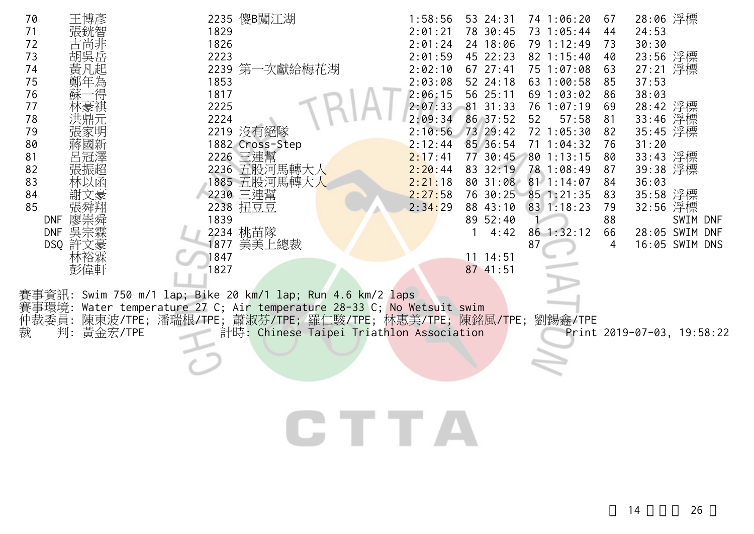| Rank | Name | Bib | Team | Total | Swim Rank | Swim | Bike Rank | Bike | Run Rank | Run | Note |
|---|---|---|---|---|---|---|---|---|---|---|---|
| 70 | 王博彥 | 2235 | 傻B闖江湖 | 1:58:56 | 53 | 24:31 | 74 | 1:06:20 | 67 | 28:06 | 浮標 |
| 71 | 張銚智 | 1829 | | 2:01:21 | 78 | 30:45 | 73 | 1:05:44 | 44 | 24:53 | |
| 72 | 古尚非 | 1826 | | 2:01:24 | 24 | 18:06 | 79 | 1:12:49 | 73 | 30:30 | |
| 73 | 胡吳岳 | 2223 | | 2:01:59 | 45 | 22:23 | 82 | 1:15:40 | 40 | 23:56 | 浮標 |
| 74 | 黃凡起 | 2239 | 第一次獻給梅花湖 | 2:02:10 | 67 | 27:41 | 75 | 1:07:08 | 63 | 27:21 | 浮標 |
| 75 | 鄭年為 | 1853 | | 2:03:08 | 52 | 24:18 | 63 | 1:00:58 | 85 | 37:53 | |
| 76 | 蘇一得 | 1817 | | 2:06:15 | 56 | 25:11 | 69 | 1:03:02 | 86 | 38:03 | |
| 77 | 林豪祺 | 2225 | | 2:07:33 | 81 | 31:33 | 76 | 1:07:19 | 69 | 28:42 | 浮標 |
| 78 | 洪鼎元 | 2224 | | 2:09:34 | 86 | 37:52 | 52 | 57:58 | 81 | 33:46 | 浮標 |
| 79 | 張家明 | 2219 | 沒有絕隊 | 2:10:56 | 73 | 29:42 | 72 | 1:05:30 | 82 | 35:45 | 浮標 |
| 80 | 蔣國新 | 1882 | Cross-Step | 2:12:44 | 85 | 36:54 | 71 | 1:04:32 | 76 | 31:20 | |
| 81 | 呂冠澤 | 2226 | 三連幫 | 2:17:41 | 77 | 30:45 | 80 | 1:13:15 | 80 | 33:43 | 浮標 |
| 82 | 張振超 | 2236 | 五股河馬轉大人 | 2:20:44 | 83 | 32:19 | 78 | 1:08:49 | 87 | 39:38 | 浮標 |
| 83 | 林以函 | 1885 | 五股河馬轉大人 | 2:21:18 | 80 | 31:08 | 81 | 1:14:07 | 84 | 36:03 | |
| 84 | 謝文豪 | 2230 | 三連幫 | 2:27:58 | 76 | 30:25 | 85 | 1:21:35 | 83 | 35:58 | 浮標 |
| 85 | 張舜翔 | 2238 | 扭豆豆 | 2:34:29 | 88 | 43:10 | 83 | 1:18:23 | 79 | 32:56 | 浮標 |
| DNF | 廖崇舜 | 1839 | | | 89 | 52:40 | 1 | | 88 | | SWIM DNF |
| DNF | 吳宗霖 | 2234 | 桃苗隊 | | 1 | 4:42 | 86 | 1:32:12 | 66 | 28:05 | SWIM DNF |
| DSQ | 許文豪 | 1877 | 美美上總裁 | | | | 87 | | 4 | 16:05 | SWIM DNS |
| | 林裕霖 | 1847 | | | 11 | 14:51 | | | | | |
| | 彭偉軒 | 1827 | | | 87 | 41:51 | | | | | |

賽事資訊: Swim 750 m/1 lap; Bike 20 km/1 lap; Run 4.6 km/2 laps
賽事環境: Water temperature 27 C; Air temperature 28-33 C; No Wetsuit swim
仲裁委員: 陳東波/TPE; 潘瑞根/TPE; 蕭淑芬/TPE; 羅仁駿/TPE; 林惠美/TPE; 陳銘風/TPE; 劉錫鑫/TPE
裁　　判: 黃金宏/TPE　　計時: Chinese Taipei Triathlon Association　　Print 2019-07-03, 19:58:22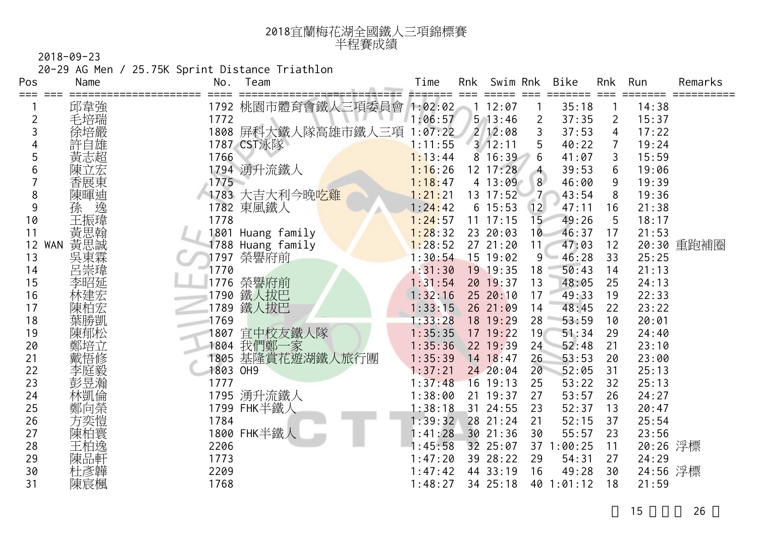# 2018宜蘭梅花湖全國鐵人三項錦標賽
## 半程賽成績

2018-09-23

20-29 AG Men / 25.75K Sprint Distance Triathlon

| Pos | | Name | No. | Team | Time | Rnk | Swim | Rnk | Bike | Rnk | Run | Remarks |
|---|---|---|---|---|---|---|---|---|---|---|---|---|
| 1 | | 邱韋強 | 1792 | 桃園市體育會鐵人三項委員會 | 1:02:02 | 1 | 12:07 | 1 | 35:18 | 1 | 14:38 | |
| 2 | | 毛培瑞 | 1772 | | 1:06:57 | 5 | 13:46 | 2 | 37:35 | 2 | 15:37 | |
| 3 | | 徐培嚴 | 1808 | 屏科大鐵人隊高雄市鐵人三項 | 1:07:22 | 2 | 12:08 | 3 | 37:53 | 4 | 17:22 | |
| 4 | | 許自雄 | 1787 | CST泳隊 | 1:11:55 | 3 | 12:11 | 5 | 40:22 | 7 | 19:24 | |
| 5 | | 黃志超 | 1766 | | 1:13:44 | 8 | 16:39 | 6 | 41:07 | 3 | 15:59 | |
| 6 | | 陳立宏 | 1794 | 湧升流鐵人 | 1:16:26 | 12 | 17:28 | 4 | 39:53 | 6 | 19:06 | |
| 7 | | 香展東 | 1775 | | 1:18:47 | 4 | 13:09 | 8 | 46:00 | 9 | 19:39 | |
| 8 | | 陳暉迪 | 1783 | 大吉大利今晚吃雞 | 1:21:21 | 13 | 17:52 | 7 | 43:54 | 8 | 19:36 | |
| 9 | | 孫　逸 | 1782 | 東風鐵人 | 1:24:42 | 6 | 15:53 | 12 | 47:11 | 16 | 21:38 | |
| 10 | | 王振瑋 | 1778 | | 1:24:57 | 11 | 17:15 | 15 | 49:26 | 5 | 18:17 | |
| 11 | | 黃思翰 | 1801 | Huang family | 1:28:32 | 23 | 20:03 | 10 | 46:37 | 17 | 21:53 | |
| 12 | WAN | 黃思誠 | 1788 | Huang family | 1:28:52 | 27 | 21:20 | 11 | 47:03 | 12 | 20:30 | 重跑補圈 |
| 13 | | 吳東霖 | 1797 | 榮譽府前 | 1:30:54 | 15 | 19:02 | 9 | 46:28 | 33 | 25:25 | |
| 14 | | 呂崇瑋 | 1770 | | 1:31:30 | 19 | 19:35 | 18 | 50:43 | 14 | 21:13 | |
| 15 | | 李昭延 | 1776 | 榮譽府前 | 1:31:54 | 20 | 19:37 | 13 | 48:05 | 25 | 24:13 | |
| 16 | | 林建宏 | 1790 | 鐵人拔巴 | 1:32:16 | 25 | 20:10 | 17 | 49:33 | 19 | 22:33 | |
| 17 | | 陳柏宏 | 1789 | 鐵人拔巴 | 1:33:15 | 26 | 21:09 | 14 | 48:45 | 22 | 23:22 | |
| 18 | | 葉勝凱 | 1769 | | 1:33:28 | 18 | 19:29 | 28 | 53:59 | 10 | 20:01 | |
| 19 | | 陳郁松 | 1807 | 宜中校友鐵人隊 | 1:35:35 | 17 | 19:22 | 19 | 51:34 | 29 | 24:40 | |
| 20 | | 鄭培立 | 1804 | 我們鄭一家 | 1:35:36 | 22 | 19:39 | 24 | 52:48 | 21 | 23:10 | |
| 21 | | 戴悟修 | 1805 | 基隆賞花遊湖鐵人旅行團 | 1:35:39 | 14 | 18:47 | 26 | 53:53 | 20 | 23:00 | |
| 22 | | 李庭毅 | 1803 | OH9 | 1:37:21 | 24 | 20:04 | 20 | 52:05 | 31 | 25:13 | |
| 23 | | 彭昱瀚 | 1777 | | 1:37:48 | 16 | 19:13 | 25 | 53:22 | 32 | 25:13 | |
| 24 | | 林凱倫 | 1795 | 湧升流鐵人 | 1:38:00 | 21 | 19:37 | 27 | 53:57 | 26 | 24:27 | |
| 25 | | 鄭向榮 | 1799 | FHK半鐵人 | 1:38:18 | 31 | 24:55 | 23 | 52:37 | 13 | 20:47 | |
| 26 | | 方奕愷 | 1784 | | 1:39:32 | 28 | 21:24 | 21 | 52:15 | 37 | 25:54 | |
| 27 | | 陳柏寰 | 1800 | FHK半鐵人 | 1:41:28 | 30 | 21:36 | 30 | 55:57 | 23 | 23:56 | |
| 28 | | 王柏逸 | 2206 | | 1:45:58 | 32 | 25:07 | 37 | 1:00:25 | 11 | 20:26 | 浮標 |
| 29 | | 陳品軒 | 1773 | | 1:47:20 | 39 | 28:22 | 29 | 54:31 | 27 | 24:29 | |
| 30 | | 杜彥韡 | 2209 | | 1:47:42 | 44 | 33:19 | 16 | 49:28 | 30 | 24:56 | 浮標 |
| 31 | | 陳宸楓 | 1768 | | 1:48:27 | 34 | 25:18 | 40 | 1:01:12 | 18 | 21:59 | |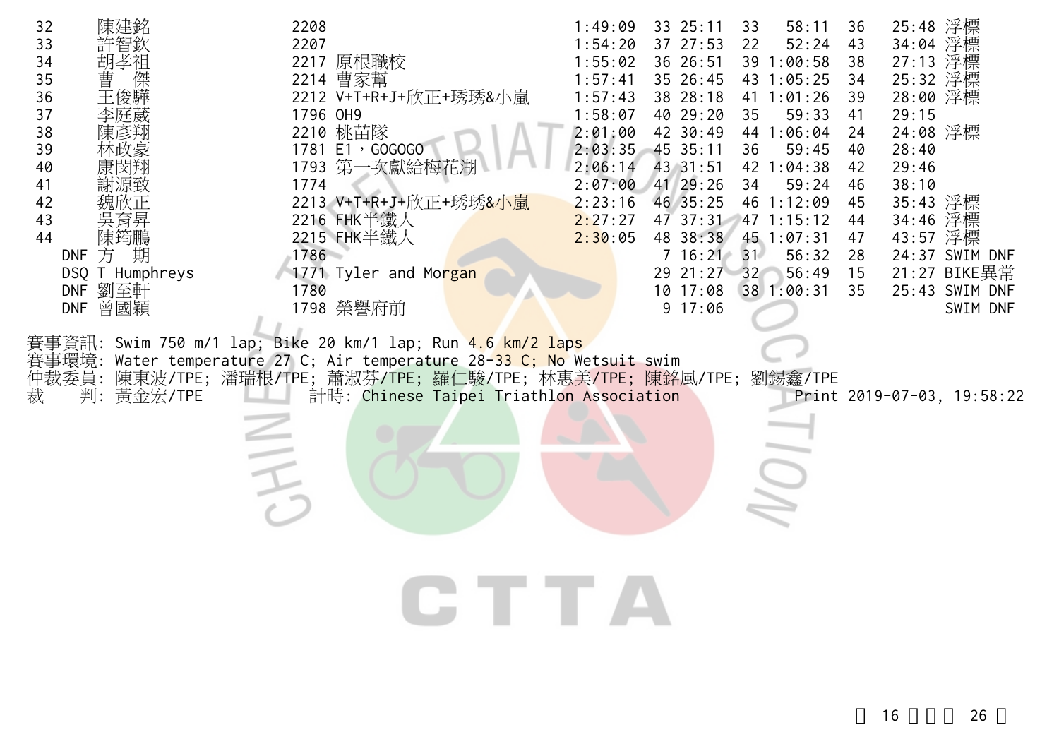| 32 | 陳建銘 | 2208 | | 1:49:09 | 33 | 25:11 | 33 | 58:11 | 36 | 25:48 | 浮標 |
|---|---|---|---|---|---|---|---|---|---|---|---|
| 33 | 許智欽 | 2207 | | 1:54:20 | 37 | 27:53 | 22 | 52:24 | 43 | 34:04 | 浮標 |
| 34 | 胡孝祖 | 2217 | 原根職校 | 1:55:02 | 36 | 26:51 | 39 | 1:00:58 | 38 | 27:13 | 浮標 |
| 35 | 曹 傑 | 2214 | 曹家幫 | 1:57:41 | 35 | 26:45 | 43 | 1:05:25 | 34 | 25:32 | 浮標 |
| 36 | 王俊驊 | 2212 | V+T+R+J+欣正+琇琇&小嵐 | 1:57:43 | 38 | 28:18 | 41 | 1:01:26 | 39 | 28:00 | 浮標 |
| 37 | 李庭葳 | 1796 | OH9 | 1:58:07 | 40 | 29:20 | 35 | 59:33 | 41 | 29:15 | |
| 38 | 陳彥翔 | 2210 | 桃苗隊 | 2:01:00 | 42 | 30:49 | 44 | 1:06:04 | 24 | 24:08 | 浮標 |
| 39 | 林政豪 | 1781 | E1，GOGOGO | 2:03:35 | 45 | 35:11 | 36 | 59:45 | 40 | 28:40 | |
| 40 | 康閔翔 | 1793 | 第一次獻給梅花湖 | 2:06:14 | 43 | 31:51 | 42 | 1:04:38 | 42 | 29:46 | |
| 41 | 謝源致 | 1774 | | 2:07:00 | 41 | 29:26 | 34 | 59:24 | 46 | 38:10 | |
| 42 | 魏欣正 | 2213 | V+T+R+J+欣正+琇琇&小嵐 | 2:23:16 | 46 | 35:25 | 46 | 1:12:09 | 45 | 35:43 | 浮標 |
| 43 | 吳育昇 | 2216 | FHK半鐵人 | 2:27:27 | 47 | 37:31 | 47 | 1:15:12 | 44 | 34:46 | 浮標 |
| 44 | 陳筠鵬 | 2215 | FHK半鐵人 | 2:30:05 | 48 | 38:38 | 45 | 1:07:31 | 47 | 43:57 | 浮標 |
| DNF | 方 期 | 1786 | | | 7 | 16:21 | 31 | 56:32 | 28 | 24:37 | SWIM DNF |
| DSQ | T Humphreys | 1771 | Tyler and Morgan | | 29 | 21:27 | 32 | 56:49 | 15 | 21:27 | BIKE異常 |
| DNF | 劉至軒 | 1780 | | | 10 | 17:08 | 38 | 1:00:31 | 35 | 25:43 | SWIM DNF |
| DNF | 曾國穎 | 1798 | 榮譽府前 | | 9 | 17:06 | | | | | SWIM DNF |

賽事資訊: Swim 750 m/1 lap; Bike 20 km/1 lap; Run 4.6 km/2 laps
賽事環境: Water temperature 27 C; Air temperature 28-33 C; No Wetsuit swim
仲裁委員: 陳東波/TPE; 潘瑞根/TPE; 蕭淑芬/TPE; 羅仁駿/TPE; 林惠美/TPE; 陳銘風/TPE; 劉錫鑫/TPE
裁　　判: 黃金宏/TPE　　計時: Chinese Taipei Triathlon Association　　Print 2019-07-03, 19:58:22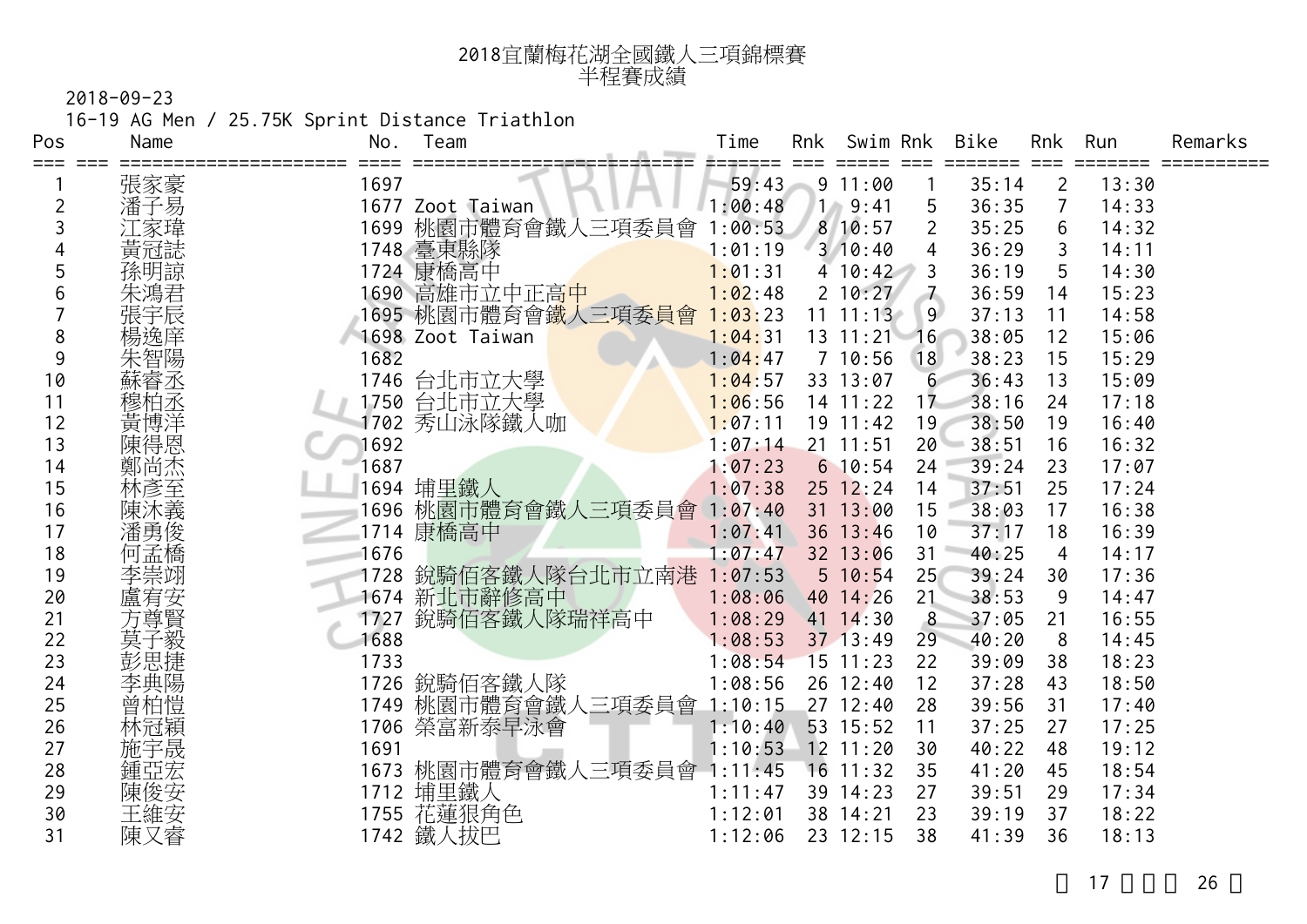# 2018宜蘭梅花湖全國鐵人三項錦標賽
## 半程賽成績

2018-09-23

16-19 AG Men / 25.75K Sprint Distance Triathlon

| Pos | Name | No. | Team | Time | Rnk | Swim | Rnk | Bike | Rnk | Run | Remarks |
|---|---|---|---|---|---|---|---|---|---|---|---|
| 1 | 張家豪 | 1697 | | 59:43 | 9 | 11:00 | 1 | 35:14 | 2 | 13:30 | |
| 2 | 潘子易 | 1677 | Zoot Taiwan | 1:00:48 | 1 | 9:41 | 5 | 36:35 | 7 | 14:33 | |
| 3 | 江家瑋 | 1699 | 桃園市體育會鐵人三項委員會 | 1:00:53 | 8 | 10:57 | 2 | 35:25 | 6 | 14:32 | |
| 4 | 黃冠誌 | 1748 | 臺東縣隊 | 1:01:19 | 3 | 10:40 | 4 | 36:29 | 3 | 14:11 | |
| 5 | 孫明諒 | 1724 | 康橋高中 | 1:01:31 | 4 | 10:42 | 3 | 36:19 | 5 | 14:30 | |
| 6 | 朱鴻君 | 1690 | 高雄市立中正高中 | 1:02:48 | 2 | 10:27 | 7 | 36:59 | 14 | 15:23 | |
| 7 | 張宇辰 | 1695 | 桃園市體育會鐵人三項委員會 | 1:03:23 | 11 | 11:13 | 9 | 37:13 | 11 | 14:58 | |
| 8 | 楊逸庠 | 1698 | Zoot Taiwan | 1:04:31 | 13 | 11:21 | 16 | 38:05 | 12 | 15:06 | |
| 9 | 朱智陽 | 1682 | | 1:04:47 | 7 | 10:56 | 18 | 38:23 | 15 | 15:29 | |
| 10 | 蘇睿丞 | 1746 | 台北市立大學 | 1:04:57 | 33 | 13:07 | 6 | 36:43 | 13 | 15:09 | |
| 11 | 穆柏丞 | 1750 | 台北市立大學 | 1:06:56 | 14 | 11:22 | 17 | 38:16 | 24 | 17:18 | |
| 12 | 黃博洋 | 1702 | 秀山泳隊鐵人咖 | 1:07:11 | 19 | 11:42 | 19 | 38:50 | 19 | 16:40 | |
| 13 | 陳得恩 | 1692 | | 1:07:14 | 21 | 11:51 | 20 | 38:51 | 16 | 16:32 | |
| 14 | 鄭尚杰 | 1687 | | 1:07:23 | 6 | 10:54 | 24 | 39:24 | 23 | 17:07 | |
| 15 | 林彥至 | 1694 | 埔里鐵人 | 1:07:38 | 25 | 12:24 | 14 | 37:51 | 25 | 17:24 | |
| 16 | 陳沐義 | 1696 | 桃園市體育會鐵人三項委員會 | 1:07:40 | 31 | 13:00 | 15 | 38:03 | 17 | 16:38 | |
| 17 | 潘勇俊 | 1714 | 康橋高中 | 1:07:41 | 36 | 13:46 | 10 | 37:17 | 18 | 16:39 | |
| 18 | 何孟橋 | 1676 | | 1:07:47 | 32 | 13:06 | 31 | 40:25 | 4 | 14:17 | |
| 19 | 李崇翊 | 1728 | 銳騎佰客鐵人隊台北市立南港 | 1:07:53 | 5 | 10:54 | 25 | 39:24 | 30 | 17:36 | |
| 20 | 盧宥安 | 1674 | 新北市辭修高中 | 1:08:06 | 40 | 14:26 | 21 | 38:53 | 9 | 14:47 | |
| 21 | 方尊賢 | 1727 | 銳騎佰客鐵人隊瑞祥高中 | 1:08:29 | 41 | 14:30 | 8 | 37:05 | 21 | 16:55 | |
| 22 | 莫子毅 | 1688 | | 1:08:53 | 37 | 13:49 | 29 | 40:20 | 8 | 14:45 | |
| 23 | 彭思捷 | 1733 | | 1:08:54 | 15 | 11:23 | 22 | 39:09 | 38 | 18:23 | |
| 24 | 李典陽 | 1726 | 銳騎佰客鐵人隊 | 1:08:56 | 26 | 12:40 | 12 | 37:28 | 43 | 18:50 | |
| 25 | 曾柏愷 | 1749 | 桃園市體育會鐵人三項委員會 | 1:10:15 | 27 | 12:40 | 28 | 39:56 | 31 | 17:40 | |
| 26 | 林冠穎 | 1706 | 榮富新泰早泳會 | 1:10:40 | 53 | 15:52 | 11 | 37:25 | 27 | 17:25 | |
| 27 | 施宇晟 | 1691 | | 1:10:53 | 12 | 11:20 | 30 | 40:22 | 48 | 19:12 | |
| 28 | 鍾亞宏 | 1673 | 桃園市體育會鐵人三項委員會 | 1:11:45 | 16 | 11:32 | 35 | 41:20 | 45 | 18:54 | |
| 29 | 陳俊安 | 1712 | 埔里鐵人 | 1:11:47 | 39 | 14:23 | 27 | 39:51 | 29 | 17:34 | |
| 30 | 王維安 | 1755 | 花蓮狠角色 | 1:12:01 | 38 | 14:21 | 23 | 39:19 | 37 | 18:22 | |
| 31 | 陳又睿 | 1742 | 鐵人拔巴 | 1:12:06 | 23 | 12:15 | 38 | 41:39 | 36 | 18:13 | |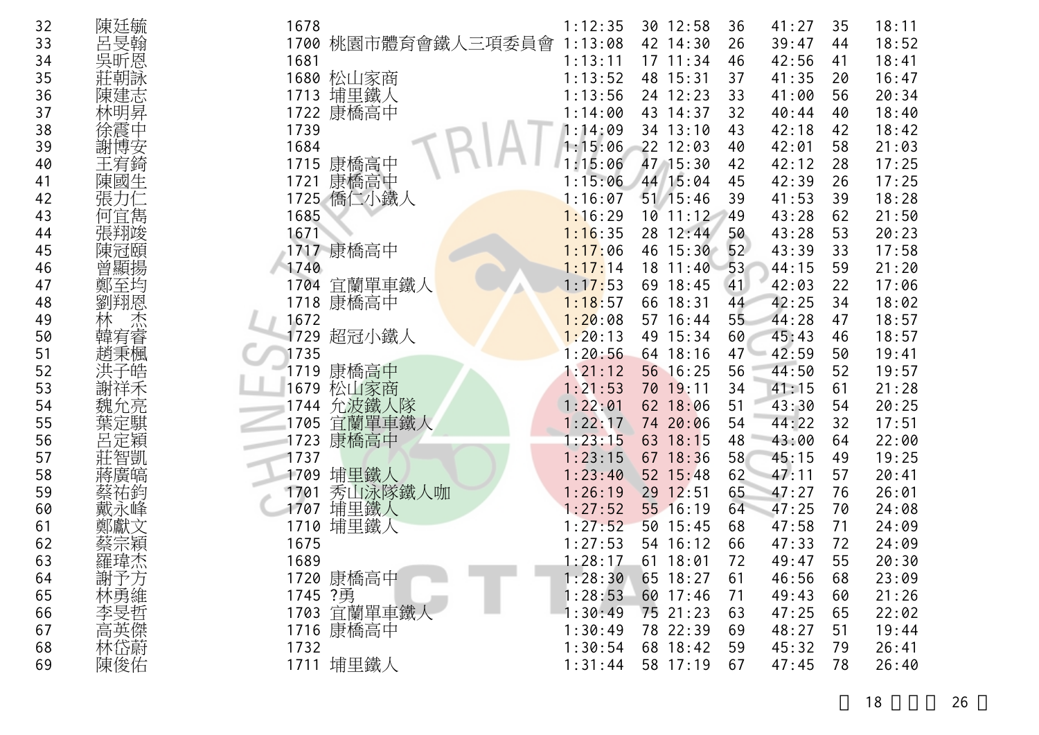| | | | | | | | | | | |
|---|---|---|---|---|---|---|---|---|---|---|
| 32 | 陳廷毓 | 1678 | | 1:12:35 | 30 | 12:58 | 36 | 41:27 | 35 | 18:11 |
| 33 | 呂旻翰 | 1700 | 桃園市體育會鐵人三項委員會 | 1:13:08 | 42 | 14:30 | 26 | 39:47 | 44 | 18:52 |
| 34 | 吳昕恩 | 1681 | | 1:13:11 | 17 | 11:34 | 46 | 42:56 | 41 | 18:41 |
| 35 | 莊朝詠 | 1680 | 松山家商 | 1:13:52 | 48 | 15:31 | 37 | 41:35 | 20 | 16:47 |
| 36 | 陳建志 | 1713 | 埔里鐵人 | 1:13:56 | 24 | 12:23 | 33 | 41:00 | 56 | 20:34 |
| 37 | 林明昇 | 1722 | 康橋高中 | 1:14:00 | 43 | 14:37 | 32 | 40:44 | 40 | 18:40 |
| 38 | 徐震中 | 1739 | | 1:14:09 | 34 | 13:10 | 43 | 42:18 | 42 | 18:42 |
| 39 | 謝博安 | 1684 | | 1:15:06 | 22 | 12:03 | 40 | 42:01 | 58 | 21:03 |
| 40 | 王宥錡 | 1715 | 康橋高中 | 1:15:06 | 47 | 15:30 | 42 | 42:12 | 28 | 17:25 |
| 41 | 陳國生 | 1721 | 康橋高中 | 1:15:06 | 44 | 15:04 | 45 | 42:39 | 26 | 17:25 |
| 42 | 張力仁 | 1725 | 僑仁小鐵人 | 1:16:07 | 51 | 15:46 | 39 | 41:53 | 39 | 18:28 |
| 43 | 何宜雋 | 1685 | | 1:16:29 | 10 | 11:12 | 49 | 43:28 | 62 | 21:50 |
| 44 | 張翔竣 | 1671 | | 1:16:35 | 28 | 12:44 | 50 | 43:28 | 53 | 20:23 |
| 45 | 陳冠頤 | 1717 | 康橋高中 | 1:17:06 | 46 | 15:30 | 52 | 43:39 | 33 | 17:58 |
| 46 | 曾顯揚 | 1740 | | 1:17:14 | 18 | 11:40 | 53 | 44:15 | 59 | 21:20 |
| 47 | 鄭至均 | 1704 | 宜蘭單車鐵人 | 1:17:53 | 69 | 18:45 | 41 | 42:03 | 22 | 17:06 |
| 48 | 劉翔恩 | 1718 | 康橋高中 | 1:18:57 | 66 | 18:31 | 44 | 42:25 | 34 | 18:02 |
| 49 | 林　杰 | 1672 | | 1:20:08 | 57 | 16:44 | 55 | 44:28 | 47 | 18:57 |
| 50 | 韓宥睿 | 1729 | 超冠小鐵人 | 1:20:13 | 49 | 15:34 | 60 | 45:43 | 46 | 18:57 |
| 51 | 趙秉楓 | 1735 | | 1:20:56 | 64 | 18:16 | 47 | 42:59 | 50 | 19:41 |
| 52 | 洪子皓 | 1719 | 康橋高中 | 1:21:12 | 56 | 16:25 | 56 | 44:50 | 52 | 19:57 |
| 53 | 謝祥禾 | 1679 | 松山家商 | 1:21:53 | 70 | 19:11 | 34 | 41:15 | 61 | 21:28 |
| 54 | 魏允亮 | 1744 | 允波鐵人隊 | 1:22:01 | 62 | 18:06 | 51 | 43:30 | 54 | 20:25 |
| 55 | 葉定騏 | 1705 | 宜蘭單車鐵人 | 1:22:17 | 74 | 20:06 | 54 | 44:22 | 32 | 17:51 |
| 56 | 呂定穎 | 1723 | 康橋高中 | 1:23:15 | 63 | 18:15 | 48 | 43:00 | 64 | 22:00 |
| 57 | 莊智凱 | 1737 | | 1:23:15 | 67 | 18:36 | 58 | 45:15 | 49 | 19:25 |
| 58 | 蔣廣皜 | 1709 | 埔里鐵人 | 1:23:40 | 52 | 15:48 | 62 | 47:11 | 57 | 20:41 |
| 59 | 蔡祐鈞 | 1701 | 秀山泳隊鐵人咖 | 1:26:19 | 29 | 12:51 | 65 | 47:27 | 76 | 26:01 |
| 60 | 戴永峰 | 1707 | 埔里鐵人 | 1:27:52 | 55 | 16:19 | 64 | 47:25 | 70 | 24:08 |
| 61 | 鄭獻文 | 1710 | 埔里鐵人 | 1:27:52 | 50 | 15:45 | 68 | 47:58 | 71 | 24:09 |
| 62 | 蔡宗穎 | 1675 | | 1:27:53 | 54 | 16:12 | 66 | 47:33 | 72 | 24:09 |
| 63 | 羅瑋杰 | 1689 | | 1:28:17 | 61 | 18:01 | 72 | 49:47 | 55 | 20:30 |
| 64 | 謝予方 | 1720 | 康橋高中 | 1:28:30 | 65 | 18:27 | 61 | 46:56 | 68 | 23:09 |
| 65 | 林勇維 | 1745 | ?勇 | 1:28:53 | 60 | 17:46 | 71 | 49:43 | 60 | 21:26 |
| 66 | 李旻哲 | 1703 | 宜蘭單車鐵人 | 1:30:49 | 75 | 21:23 | 63 | 47:25 | 65 | 22:02 |
| 67 | 高英傑 | 1716 | 康橋高中 | 1:30:49 | 78 | 22:39 | 69 | 48:27 | 51 | 19:44 |
| 68 | 林岱蔚 | 1732 | | 1:30:54 | 68 | 18:42 | 59 | 45:32 | 79 | 26:41 |
| 69 | 陳俊佑 | 1711 | 埔里鐵人 | 1:31:44 | 58 | 17:19 | 67 | 47:45 | 78 | 26:40 |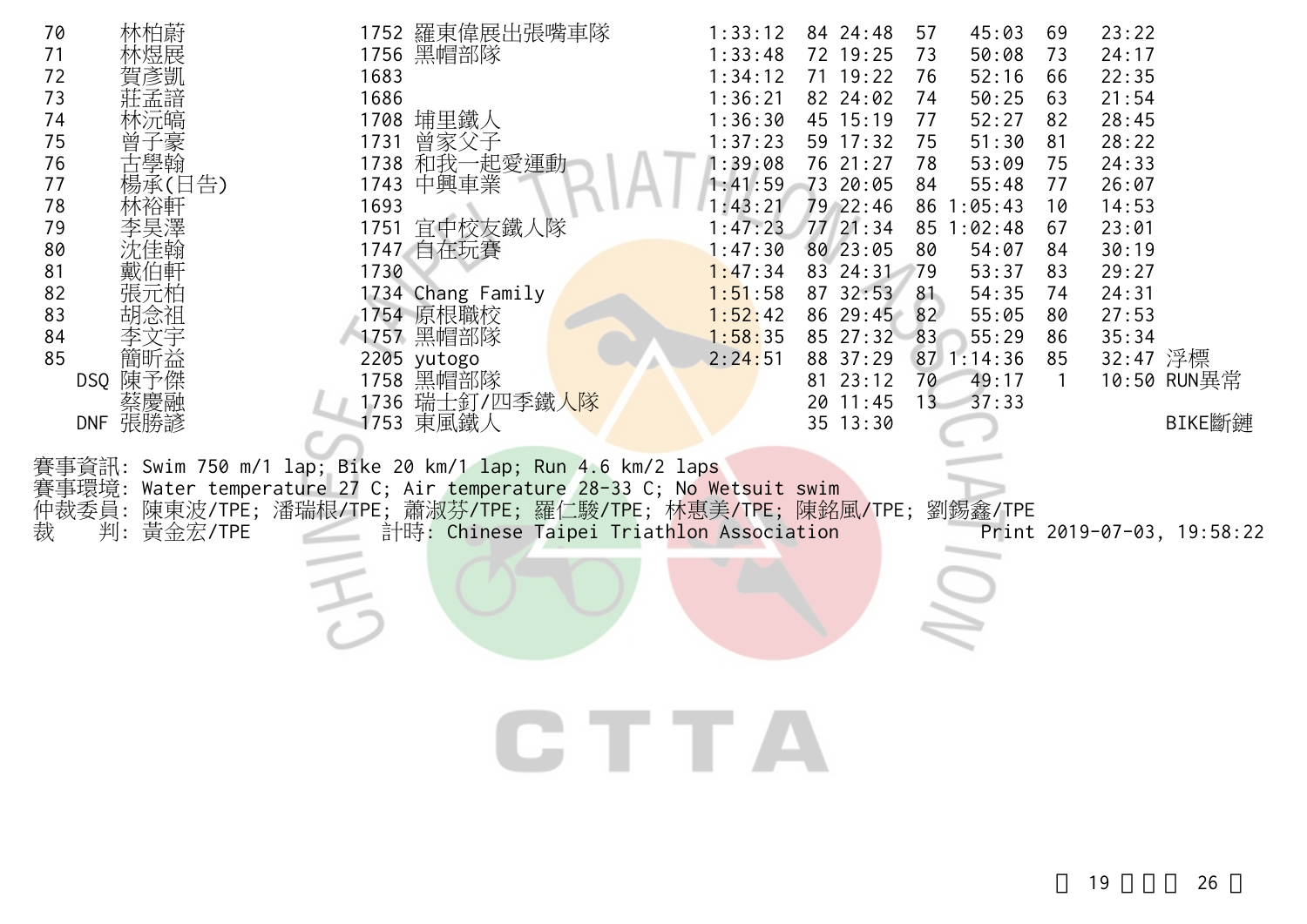| 名次 | 姓名 | 號碼 | 隊伍 | 總成績 | 游泳名次 | 游泳 | 自行車名次 | 自行車 | 跑步名次 | 跑步 | 備註 |
|---|---|---|---|---|---|---|---|---|---|---|---|
| 70 | 林柏蔚 | 1752 | 羅東偉展出張嘴車隊 | 1:33:12 | 84 | 24:48 | 57 | 45:03 | 69 | 23:22 | |
| 71 | 林煜展 | 1756 | 黑帽部隊 | 1:33:48 | 72 | 19:25 | 73 | 50:08 | 73 | 24:17 | |
| 72 | 賀彥凱 | 1683 | | 1:34:12 | 71 | 19:22 | 76 | 52:16 | 66 | 22:35 | |
| 73 | 莊孟諳 | 1686 | | 1:36:21 | 82 | 24:02 | 74 | 50:25 | 63 | 21:54 | |
| 74 | 林沅皜 | 1708 | 埔里鐵人 | 1:36:30 | 45 | 15:19 | 77 | 52:27 | 82 | 28:45 | |
| 75 | 曾子豪 | 1731 | 曾家父子 | 1:37:23 | 59 | 17:32 | 75 | 51:30 | 81 | 28:22 | |
| 76 | 古學翰 | 1738 | 和我一起愛運動 | 1:39:08 | 76 | 21:27 | 78 | 53:09 | 75 | 24:33 | |
| 77 | 楊承(日告) | 1743 | 中興車業 | 1:41:59 | 73 | 20:05 | 84 | 55:48 | 77 | 26:07 | |
| 78 | 林裕軒 | 1693 | | 1:43:21 | 79 | 22:46 | 86 | 1:05:43 | 10 | 14:53 | |
| 79 | 李昊澤 | 1751 | 宜中校友鐵人隊 | 1:47:23 | 77 | 21:34 | 85 | 1:02:48 | 67 | 23:01 | |
| 80 | 沈佳翰 | 1747 | 自在玩賽 | 1:47:30 | 80 | 23:05 | 80 | 54:07 | 84 | 30:19 | |
| 81 | 戴伯軒 | 1730 | | 1:47:34 | 83 | 24:31 | 79 | 53:37 | 83 | 29:27 | |
| 82 | 張元柏 | 1734 | Chang Family | 1:51:58 | 87 | 32:53 | 81 | 54:35 | 74 | 24:31 | |
| 83 | 胡念祖 | 1754 | 原根職校 | 1:52:42 | 86 | 29:45 | 82 | 55:05 | 80 | 27:53 | |
| 84 | 李文宇 | 1757 | 黑帽部隊 | 1:58:35 | 85 | 27:32 | 83 | 55:29 | 86 | 35:34 | |
| 85 | 簡昕益 | 2205 | yutogo | 2:24:51 | 88 | 37:29 | 87 | 1:14:36 | 85 | 32:47 | 浮標 |
| DSQ | 陳予傑 | 1758 | 黑帽部隊 | | 81 | 23:12 | 70 | 49:17 | 1 | 10:50 | RUN異常 |
| | 蔡慶融 | 1736 | 瑞士釘/四季鐵人隊 | | 20 | 11:45 | 13 | 37:33 | | | |
| DNF | 張勝諺 | 1753 | 東風鐵人 | | 35 | 13:30 | | | | | BIKE斷鏈 |

賽事資訊: Swim 750 m/1 lap; Bike 20 km/1 lap; Run 4.6 km/2 laps
賽事環境: Water temperature 27 C; Air temperature 28-33 C; No Wetsuit swim
仲裁委員: 陳東波/TPE; 潘瑞根/TPE; 蕭淑芬/TPE; 羅仁駿/TPE; 林惠美/TPE; 陳銘風/TPE; 劉錫鑫/TPE
裁 判: 黃金宏/TPE 計時: Chinese Taipei Triathlon Association Print 2019-07-03, 19:58:22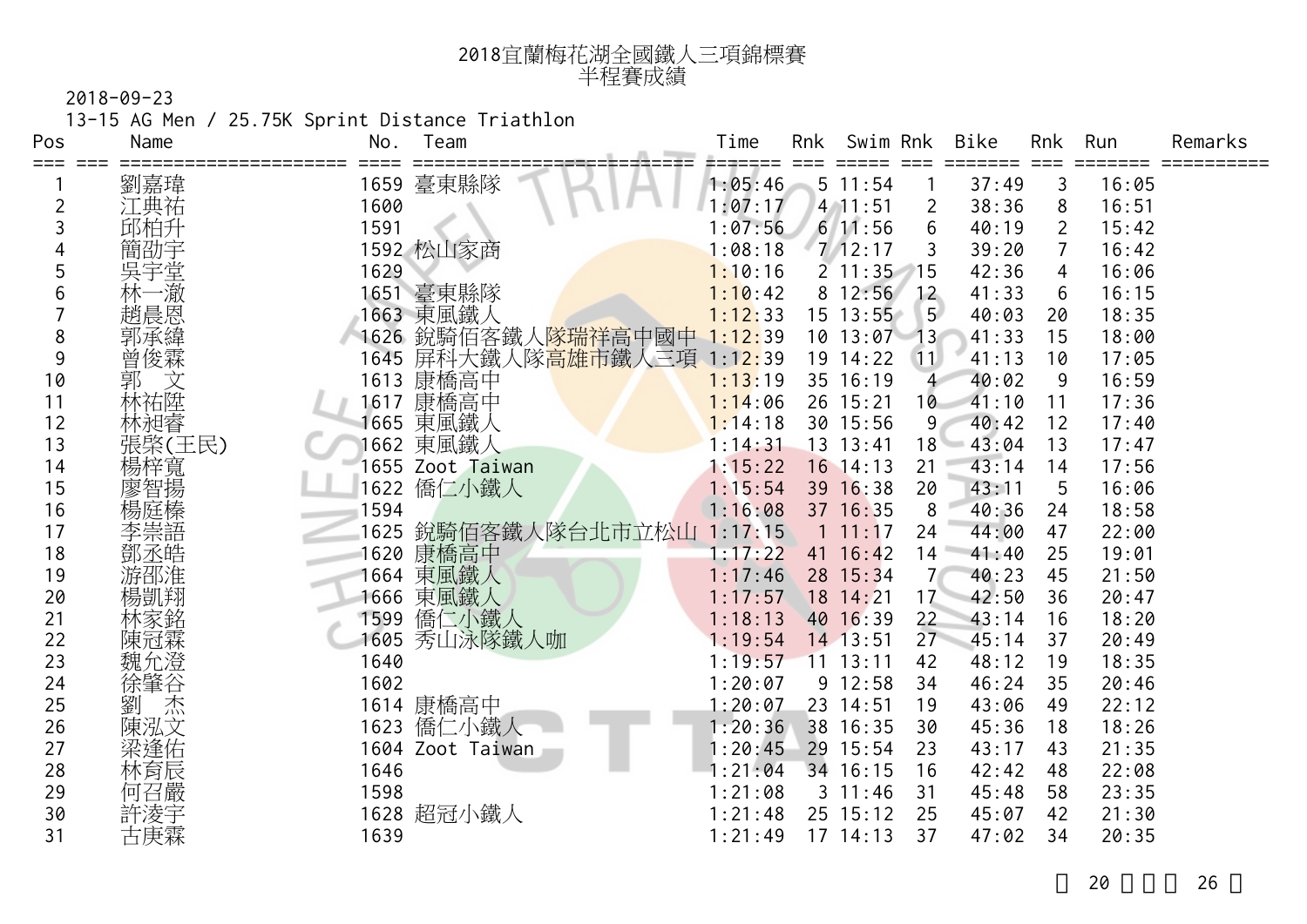# 2018宜蘭梅花湖全國鐵人三項錦標賽
## 半程賽成績

2018-09-23

13-15 AG Men / 25.75K Sprint Distance Triathlon

| Pos | Name | No. | Team | Time | Rnk | Swim | Rnk | Bike | Rnk | Run | Remarks |
|---|---|---|---|---|---|---|---|---|---|---|---|
| 1 | 劉嘉瑋 | 1659 | 臺東縣隊 | 1:05:46 | 5 | 11:54 | 1 | 37:49 | 3 | 16:05 | |
| 2 | 江典祐 | 1600 | | 1:07:17 | 4 | 11:51 | 2 | 38:36 | 8 | 16:51 | |
| 3 | 邱柏升 | 1591 | | 1:07:56 | 6 | 11:56 | 6 | 40:19 | 2 | 15:42 | |
| 4 | 簡劭宇 | 1592 | 松山家商 | 1:08:18 | 7 | 12:17 | 3 | 39:20 | 7 | 16:42 | |
| 5 | 吳宇堂 | 1629 | | 1:10:16 | 2 | 11:35 | 15 | 42:36 | 4 | 16:06 | |
| 6 | 林一澈 | 1651 | 臺東縣隊 | 1:10:42 | 8 | 12:56 | 12 | 41:33 | 6 | 16:15 | |
| 7 | 趙晨恩 | 1663 | 東風鐵人 | 1:12:33 | 15 | 13:55 | 5 | 40:03 | 20 | 18:35 | |
| 8 | 郭承緯 | 1626 | 銳騎佰客鐵人隊瑞祥高中國中 | 1:12:39 | 10 | 13:07 | 13 | 41:33 | 15 | 18:00 | |
| 9 | 曾俊霖 | 1645 | 屏科大鐵人隊高雄市鐵人三項 | 1:12:39 | 19 | 14:22 | 11 | 41:13 | 10 | 17:05 | |
| 10 | 郭　文 | 1613 | 康橋高中 | 1:13:19 | 35 | 16:19 | 4 | 40:02 | 9 | 16:59 | |
| 11 | 林祐陞 | 1617 | 康橋高中 | 1:14:06 | 26 | 15:21 | 10 | 41:10 | 11 | 17:36 | |
| 12 | 林昶睿 | 1665 | 東風鐵人 | 1:14:18 | 30 | 15:56 | 9 | 40:42 | 12 | 17:40 | |
| 13 | 張棨(王民) | 1662 | 東風鐵人 | 1:14:31 | 13 | 13:41 | 18 | 43:04 | 13 | 17:47 | |
| 14 | 楊梓寬 | 1655 | Zoot Taiwan | 1:15:22 | 16 | 14:13 | 21 | 43:14 | 14 | 17:56 | |
| 15 | 廖智揚 | 1622 | 僑仁小鐵人 | 1:15:54 | 39 | 16:38 | 20 | 43:11 | 5 | 16:06 | |
| 16 | 楊庭榛 | 1594 | | 1:16:08 | 37 | 16:35 | 8 | 40:36 | 24 | 18:58 | |
| 17 | 李崇語 | 1625 | 銳騎佰客鐵人隊台北市立松山 | 1:17:15 | 1 | 11:17 | 24 | 44:00 | 47 | 22:00 | |
| 18 | 鄧丞皓 | 1620 | 康橋高中 | 1:17:22 | 41 | 16:42 | 14 | 41:40 | 25 | 19:01 | |
| 19 | 游邵淮 | 1664 | 東風鐵人 | 1:17:46 | 28 | 15:34 | 7 | 40:23 | 45 | 21:50 | |
| 20 | 楊凱翔 | 1666 | 東風鐵人 | 1:17:57 | 18 | 14:21 | 17 | 42:50 | 36 | 20:47 | |
| 21 | 林家銘 | 1599 | 僑仁小鐵人 | 1:18:13 | 40 | 16:39 | 22 | 43:14 | 16 | 18:20 | |
| 22 | 陳冠霖 | 1605 | 秀山泳隊鐵人咖 | 1:19:54 | 14 | 13:51 | 27 | 45:14 | 37 | 20:49 | |
| 23 | 魏允澄 | 1640 | | 1:19:57 | 11 | 13:11 | 42 | 48:12 | 19 | 18:35 | |
| 24 | 徐肇谷 | 1602 | | 1:20:07 | 9 | 12:58 | 34 | 46:24 | 35 | 20:46 | |
| 25 | 劉　杰 | 1614 | 康橋高中 | 1:20:07 | 23 | 14:51 | 19 | 43:06 | 49 | 22:12 | |
| 26 | 陳泓文 | 1623 | 僑仁小鐵人 | 1:20:36 | 38 | 16:35 | 30 | 45:36 | 18 | 18:26 | |
| 27 | 梁逢佑 | 1604 | Zoot Taiwan | 1:20:45 | 29 | 15:54 | 23 | 43:17 | 43 | 21:35 | |
| 28 | 林育辰 | 1646 | | 1:21:04 | 34 | 16:15 | 16 | 42:42 | 48 | 22:08 | |
| 29 | 何召嚴 | 1598 | | 1:21:08 | 3 | 11:46 | 31 | 45:48 | 58 | 23:35 | |
| 30 | 許淩宇 | 1628 | 超冠小鐵人 | 1:21:48 | 25 | 15:12 | 25 | 45:07 | 42 | 21:30 | |
| 31 | 古庚霖 | 1639 | | 1:21:49 | 17 | 14:13 | 37 | 47:02 | 34 | 20:35 | |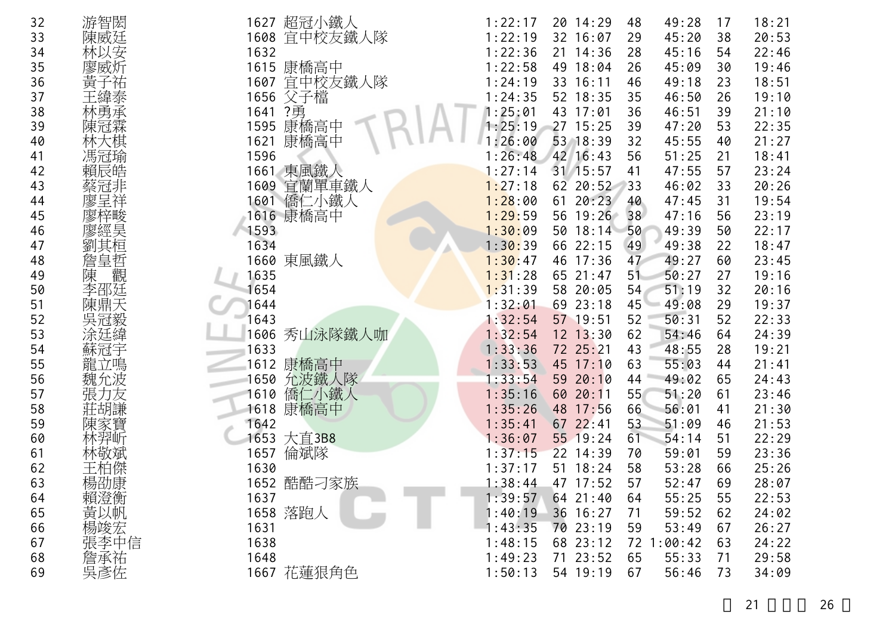| 32 | 游智閎 | 1627 | 超冠小鐵人 | 1:22:17 | 20 | 14:29 | 48 | 49:28 | 17 | 18:21 |
|---|---|---|---|---|---|---|---|---|---|---|
| 33 | 陳威廷 | 1608 | 宜中校友鐵人隊 | 1:22:19 | 32 | 16:07 | 29 | 45:20 | 38 | 20:53 |
| 34 | 林以安 | 1632 | | 1:22:36 | 21 | 14:36 | 28 | 45:16 | 54 | 22:46 |
| 35 | 廖威炘 | 1615 | 康橋高中 | 1:22:58 | 49 | 18:04 | 26 | 45:09 | 30 | 19:46 |
| 36 | 黃子祐 | 1607 | 宜中校友鐵人隊 | 1:24:19 | 33 | 16:11 | 46 | 49:18 | 23 | 18:51 |
| 37 | 王緯泰 | 1656 | 父子檔 | 1:24:35 | 52 | 18:35 | 35 | 46:50 | 26 | 19:10 |
| 38 | 林勇承 | 1641 | ?勇 | 1:25:01 | 43 | 17:01 | 36 | 46:51 | 39 | 21:10 |
| 39 | 陳冠霖 | 1595 | 康橋高中 | 1:25:19 | 27 | 15:25 | 39 | 47:20 | 53 | 22:35 |
| 40 | 林大棋 | 1621 | 康橋高中 | 1:26:00 | 53 | 18:39 | 32 | 45:55 | 40 | 21:27 |
| 41 | 馮冠瑜 | 1596 | | 1:26:48 | 42 | 16:43 | 56 | 51:25 | 21 | 18:41 |
| 42 | 賴辰皓 | 1661 | 東風鐵人 | 1:27:14 | 31 | 15:57 | 41 | 47:55 | 57 | 23:24 |
| 43 | 蔡冠非 | 1609 | 宜蘭單車鐵人 | 1:27:18 | 62 | 20:52 | 33 | 46:02 | 33 | 20:26 |
| 44 | 廖呈祥 | 1601 | 僑仁小鐵人 | 1:28:00 | 61 | 20:23 | 40 | 47:45 | 31 | 19:54 |
| 45 | 廖梓畯 | 1616 | 康橋高中 | 1:29:59 | 56 | 19:26 | 38 | 47:16 | 56 | 23:19 |
| 46 | 廖經昊 | 1593 | | 1:30:09 | 50 | 18:14 | 50 | 49:39 | 50 | 22:17 |
| 47 | 劉其桓 | 1634 | | 1:30:39 | 66 | 22:15 | 49 | 49:38 | 22 | 18:47 |
| 48 | 詹皇哲 | 1660 | 東風鐵人 | 1:30:47 | 46 | 17:36 | 47 | 49:27 | 60 | 23:45 |
| 49 | 陳 觀 | 1635 | | 1:31:28 | 65 | 21:47 | 51 | 50:27 | 27 | 19:16 |
| 50 | 李邵廷 | 1654 | | 1:31:39 | 58 | 20:05 | 54 | 51:19 | 32 | 20:16 |
| 51 | 陳鼎天 | 1644 | | 1:32:01 | 69 | 23:18 | 45 | 49:08 | 29 | 19:37 |
| 52 | 吳冠毅 | 1643 | | 1:32:54 | 57 | 19:51 | 52 | 50:31 | 52 | 22:33 |
| 53 | 涂廷緯 | 1606 | 秀山泳隊鐵人咖 | 1:32:54 | 12 | 13:30 | 62 | 54:46 | 64 | 24:39 |
| 54 | 蘇冠宇 | 1633 | | 1:33:36 | 72 | 25:21 | 43 | 48:55 | 28 | 19:21 |
| 55 | 龍立鳴 | 1612 | 康橋高中 | 1:33:53 | 45 | 17:10 | 63 | 55:03 | 44 | 21:41 |
| 56 | 魏允波 | 1650 | 允波鐵人隊 | 1:33:54 | 59 | 20:10 | 44 | 49:02 | 65 | 24:43 |
| 57 | 張力友 | 1610 | 僑仁小鐵人 | 1:35:16 | 60 | 20:11 | 55 | 51:20 | 61 | 23:46 |
| 58 | 莊胡謙 | 1618 | 康橋高中 | 1:35:26 | 48 | 17:56 | 66 | 56:01 | 41 | 21:30 |
| 59 | 陳家寶 | 1642 | | 1:35:41 | 67 | 22:41 | 53 | 51:09 | 46 | 21:53 |
| 60 | 林羿岍 | 1653 | 大直3B8 | 1:36:07 | 55 | 19:24 | 61 | 54:14 | 51 | 22:29 |
| 61 | 林敬斌 | 1657 | 倫斌隊 | 1:37:15 | 22 | 14:39 | 70 | 59:01 | 59 | 23:36 |
| 62 | 王柏傑 | 1630 | | 1:37:17 | 51 | 18:24 | 58 | 53:28 | 66 | 25:26 |
| 63 | 楊劭康 | 1652 | 酷酷刁家族 | 1:38:44 | 47 | 17:52 | 57 | 52:47 | 69 | 28:07 |
| 64 | 賴澄衡 | 1637 | | 1:39:57 | 64 | 21:40 | 64 | 55:25 | 55 | 22:53 |
| 65 | 黃以帆 | 1658 | 落跑人 | 1:40:19 | 36 | 16:27 | 71 | 59:52 | 62 | 24:02 |
| 66 | 楊竣宏 | 1631 | | 1:43:35 | 70 | 23:19 | 59 | 53:49 | 67 | 26:27 |
| 67 | 張李中信 | 1638 | | 1:48:15 | 68 | 23:12 | 72 | 1:00:42 | 63 | 24:22 |
| 68 | 詹承祐 | 1648 | | 1:49:23 | 71 | 23:52 | 65 | 55:33 | 71 | 29:58 |
| 69 | 吳彥佐 | 1667 | 花蓮狠角色 | 1:50:13 | 54 | 19:19 | 67 | 56:46 | 73 | 34:09 |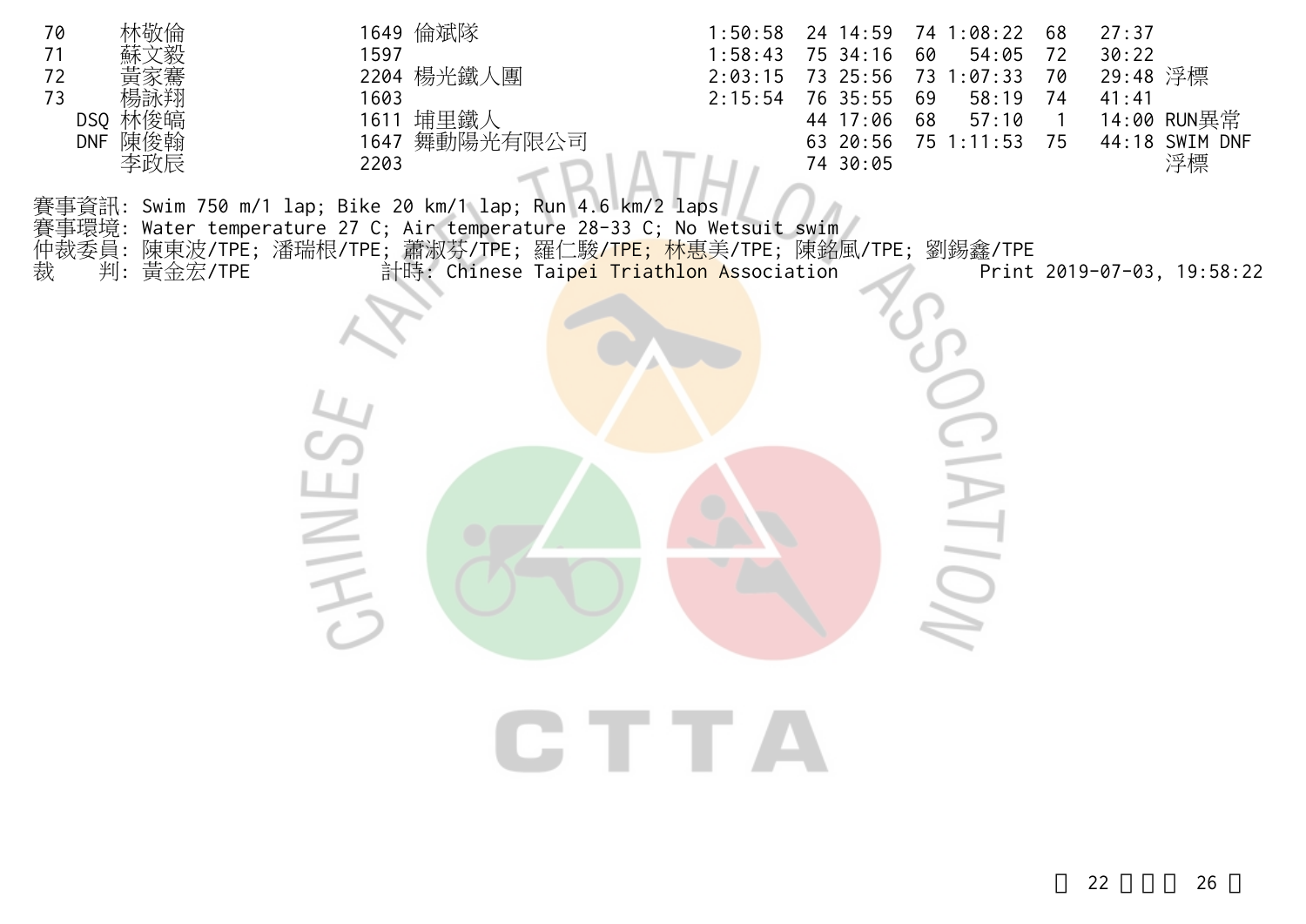| | | | | | | | | | | |
|---|---|---|---|---|---|---|---|---|---|---|
| 70 | 林敬倫 | 1649 | 倫斌隊 | 1:50:58 | 24 | 14:59 | 74 | 1:08:22 | 68 | 27:37 |
| 71 | 蘇文毅 | 1597 | | 1:58:43 | 75 | 34:16 | 60 | 54:05 | 72 | 30:22 |
| 72 | 黃家騫 | 2204 | 楊光鐵人團 | 2:03:15 | 73 | 25:56 | 73 | 1:07:33 | 70 | 29:48 浮標 |
| 73 | 楊詠翔 | 1603 | | 2:15:54 | 76 | 35:55 | 69 | 58:19 | 74 | 41:41 |
| DSQ | 林俊皜 | 1611 | 埔里鐵人 | | 44 | 17:06 | 68 | 57:10 | 1 | 14:00 RUN異常 |
| DNF | 陳俊翰 | 1647 | 舞動陽光有限公司 | | 63 | 20:56 | 75 | 1:11:53 | 75 | 44:18 SWIM DNF |
| | 李政宸 | 2203 | | | 74 | 30:05 | | | | 浮標 |

賽事資訊: Swim 750 m/1 lap; Bike 20 km/1 lap; Run 4.6 km/2 laps
賽事環境: Water temperature 27 C; Air temperature 28-33 C; No Wetsuit swim
仲裁委員: 陳東波/TPE; 潘瑞根/TPE; 蕭淑芬/TPE; 羅仁駿/TPE; 林惠美/TPE; 陳銘風/TPE; 劉錫鑫/TPE
裁　　判: 黃金宏/TPE　　計時: Chinese Taipei Triathlon Association　　Print 2019-07-03, 19:58:22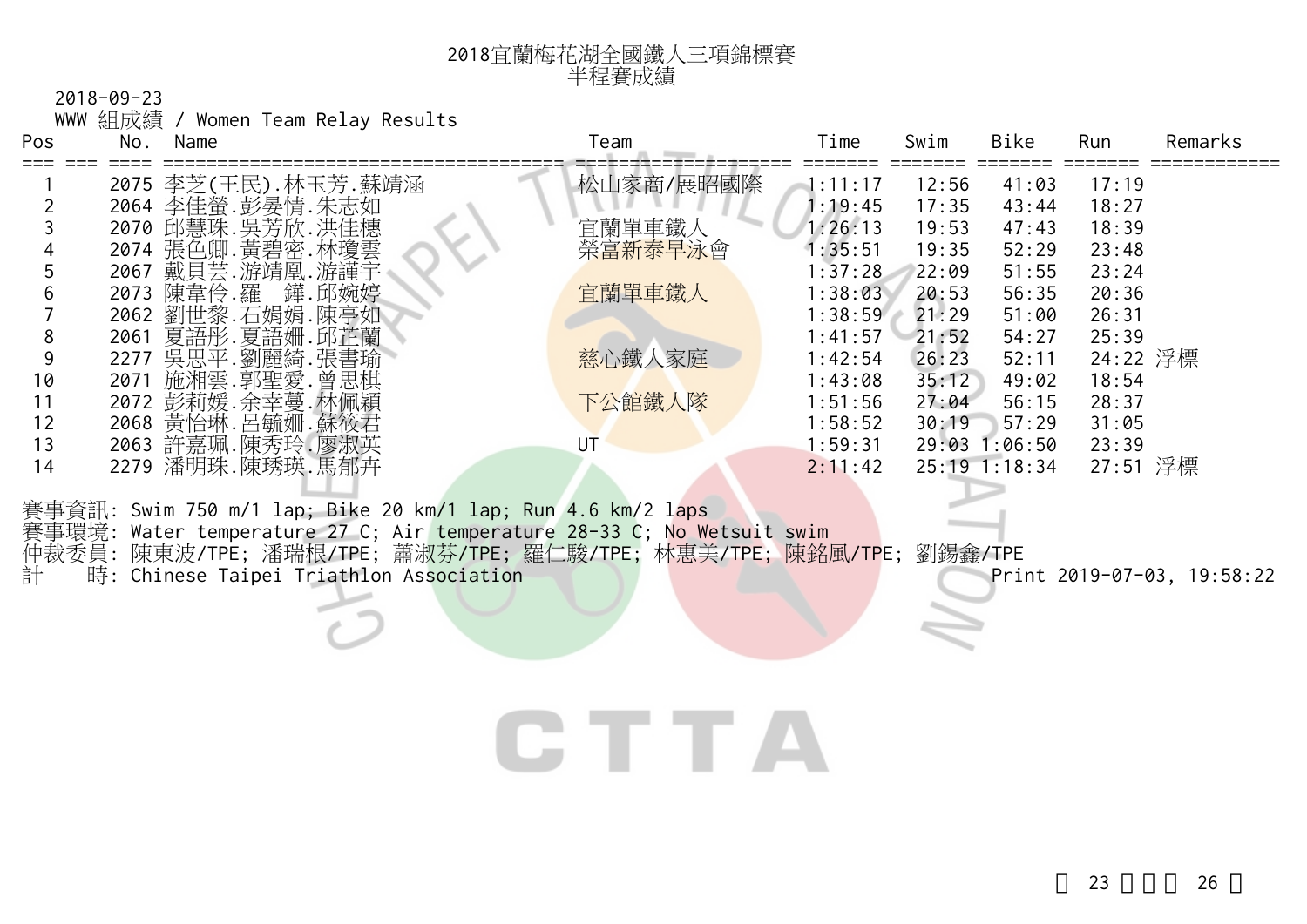# 2018宜蘭梅花湖全國鐵人三項錦標賽
## 半程賽成績

2018-09-23

WWW 組成績 / Women Team Relay Results

| Pos | No. | Name | Team | Time | Swim | Bike | Run | Remarks |
|---|---|---|---|---|---|---|---|---|
| 1 | 2075 | 李芝(王民).林玉芳.蘇靖涵 | 松山家商/展昭國際 | 1:11:17 | 12:56 | 41:03 | 17:19 | |
| 2 | 2064 | 李佳螢.彭晏情.朱志如 | | 1:19:45 | 17:35 | 43:44 | 18:27 | |
| 3 | 2070 | 邱慧珠.吳芳欣.洪佳穗 | 宜蘭單車鐵人 | 1:26:13 | 19:53 | 47:43 | 18:39 | |
| 4 | 2074 | 張色卿.黃碧密.林瓊雲 | 榮富新泰早泳會 | 1:35:51 | 19:35 | 52:29 | 23:48 | |
| 5 | 2067 | 戴貝芸.游靖凰.游謹宇 | | 1:37:28 | 22:09 | 51:55 | 23:24 | |
| 6 | 2073 | 陳韋伶.羅 鏵.邱婉婷 | 宜蘭單車鐵人 | 1:38:03 | 20:53 | 56:35 | 20:36 | |
| 7 | 2062 | 劉世黎.石娟娟.陳亭如 | | 1:38:59 | 21:29 | 51:00 | 26:31 | |
| 8 | 2061 | 夏語彤.夏語姍.邱芷蘭 | | 1:41:57 | 21:52 | 54:27 | 25:39 | |
| 9 | 2277 | 吳思平.劉麗綺.張書瑜 | 慈心鐵人家庭 | 1:42:54 | 26:23 | 52:11 | 24:22 | 浮標 |
| 10 | 2071 | 施湘雲.郭聖愛.曾思棋 | | 1:43:08 | 35:12 | 49:02 | 18:54 | |
| 11 | 2072 | 彭莉媛.余幸蔓.林佩穎 | 下公館鐵人隊 | 1:51:56 | 27:04 | 56:15 | 28:37 | |
| 12 | 2068 | 黃怡琳.呂毓姍.蘇筱君 | | 1:58:52 | 30:19 | 57:29 | 31:05 | |
| 13 | 2063 | 許嘉珮.陳秀玲.廖淑英 | UT | 1:59:31 | 29:03 | 1:06:50 | 23:39 | |
| 14 | 2279 | 潘明珠.陳琇瑛.馬郁卉 | | 2:11:42 | 25:19 | 1:18:34 | 27:51 | 浮標 |

賽事資訊: Swim 750 m/1 lap; Bike 20 km/1 lap; Run 4.6 km/2 laps

賽事環境: Water temperature 27 C; Air temperature 28-33 C; No Wetsuit swim

仲裁委員: 陳東波/TPE; 潘瑞根/TPE; 蕭淑芬/TPE; 羅仁駿/TPE; 林惠美/TPE; 陳銘風/TPE; 劉錫鑫/TPE

計　時: Chinese Taipei Triathlon Association　　Print 2019-07-03, 19:58:22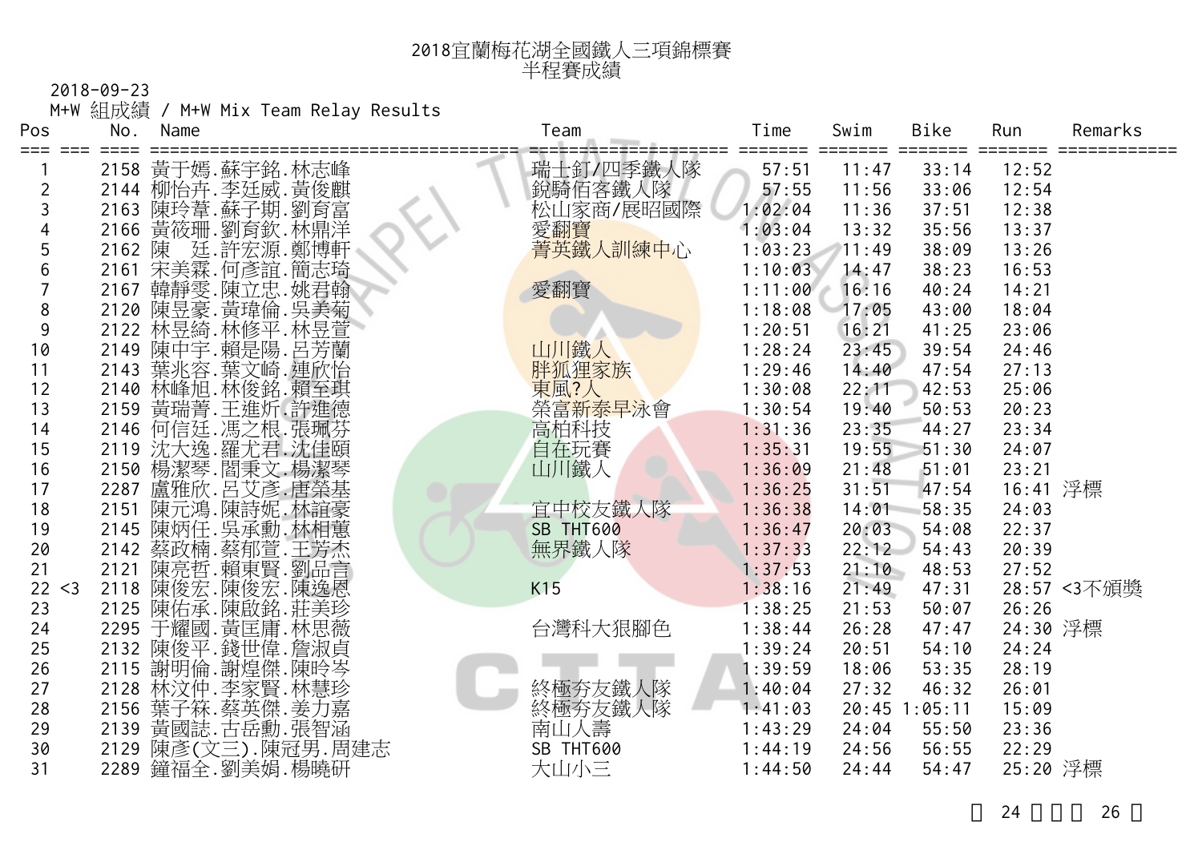# 2018宜蘭梅花湖全國鐵人三項錦標賽
## 半程賽成績

2018-09-23

M+W 組成績 / M+W Mix Team Relay Results

| Pos | | No. | Name | Team | Time | Swim | Bike | Run | Remarks |
|---|---|---|---|---|---|---|---|---|---|
| 1 | | 2158 | 黃于嫣.蘇宇銘.林志峰 | 瑞士釘/四季鐵人隊 | 57:51 | 11:47 | 33:14 | 12:52 | |
| 2 | | 2144 | 柳怡卉.李廷威.黃俊麒 | 銳騎佰客鐵人隊 | 57:55 | 11:56 | 33:06 | 12:54 | |
| 3 | | 2163 | 陳玲葦.蘇子期.劉育富 | 松山家商/展昭國際 | 1:02:04 | 11:36 | 37:51 | 12:38 | |
| 4 | | 2166 | 黃筱珊.劉育欽.林鼎洋 | 愛翻寶 | 1:03:04 | 13:32 | 35:56 | 13:37 | |
| 5 | | 2162 | 陳　廷.許宏源.鄭博軒 | 菁英鐵人訓練中心 | 1:03:23 | 11:49 | 38:09 | 13:26 | |
| 6 | | 2161 | 宋美霖.何彥誼.簡志琦 | | 1:10:03 | 14:47 | 38:23 | 16:53 | |
| 7 | | 2167 | 韓靜雯.陳立忠.姚君翰 | 愛翻寶 | 1:11:00 | 16:16 | 40:24 | 14:21 | |
| 8 | | 2120 | 陳昱豪.黃瑋倫.吳美菊 | | 1:18:08 | 17:05 | 43:00 | 18:04 | |
| 9 | | 2122 | 林昱綺.林修平.林昱萱 | | 1:20:51 | 16:21 | 41:25 | 23:06 | |
| 10 | | 2149 | 陳中宇.賴是陽.呂芳蘭 | 山川鐵人 | 1:28:24 | 23:45 | 39:54 | 24:46 | |
| 11 | | 2143 | 葉兆容.葉文崎.連欣怡 | 胖狐狸家族 | 1:29:46 | 14:40 | 47:54 | 27:13 | |
| 12 | | 2140 | 林峰旭.林俊銘.賴至琪 | 東風?人 | 1:30:08 | 22:11 | 42:53 | 25:06 | |
| 13 | | 2159 | 黃瑞菁.王進炘.許進德 | 榮富新泰早泳會 | 1:30:54 | 19:40 | 50:53 | 20:23 | |
| 14 | | 2146 | 何信廷.馮之根.張珮芬 | 高柏科技 | 1:31:36 | 23:35 | 44:27 | 23:34 | |
| 15 | | 2119 | 沈大逸.羅尤君.沈佳頤 | 自在玩賽 | 1:35:31 | 19:55 | 51:30 | 24:07 | |
| 16 | | 2150 | 楊潔琴.閻秉文.楊潔琴 | 山川鐵人 | 1:36:09 | 21:48 | 51:01 | 23:21 | |
| 17 | | 2287 | 盧雅欣.呂艾彥.唐榮基 | | 1:36:25 | 31:51 | 47:54 | 16:41 | 浮標 |
| 18 | | 2151 | 陳元鴻.陳詩妮.林誼豪 | 宜中校友鐵人隊 | 1:36:38 | 14:01 | 58:35 | 24:03 | |
| 19 | | 2145 | 陳炳任.吳承勳.林相蕙 | SB THT600 | 1:36:47 | 20:03 | 54:08 | 22:37 | |
| 20 | | 2142 | 蔡政楠.蔡郁萱.王芳杰 | 無界鐵人隊 | 1:37:33 | 22:12 | 54:43 | 20:39 | |
| 21 | | 2121 | 陳亮哲.賴東賢.劉品言 | | 1:37:53 | 21:10 | 48:53 | 27:52 | |
| 22 | <3 | 2118 | 陳俊宏.陳俊宏.陳逸恩 | K15 | 1:38:16 | 21:49 | 47:31 | 28:57 | <3不頒獎 |
| 23 | | 2125 | 陳佑承.陳啟銘.莊美珍 | | 1:38:25 | 21:53 | 50:07 | 26:26 | |
| 24 | | 2295 | 于耀國.黃匡庸.林思薇 | 台灣科大狠腳色 | 1:38:44 | 26:28 | 47:47 | 24:30 | 浮標 |
| 25 | | 2132 | 陳俊平.錢世偉.詹淑貞 | | 1:39:24 | 20:51 | 54:10 | 24:24 | |
| 26 | | 2115 | 謝明倫.謝煌傑.陳昑岑 | | 1:39:59 | 18:06 | 53:35 | 28:19 | |
| 27 | | 2128 | 林汶仲.李家賢.林慧珍 | 終極夯友鐵人隊 | 1:40:04 | 27:32 | 46:32 | 26:01 | |
| 28 | | 2156 | 葉子簕.蔡英傑.姜力嘉 | 終極夯友鐵人隊 | 1:41:03 | 20:45 | 1:05:11 | 15:09 | |
| 29 | | 2139 | 黃國誌.古岳勳.張智涵 | 南山人壽 | 1:43:29 | 24:04 | 55:50 | 23:36 | |
| 30 | | 2129 | 陳彥(文三).陳冠男.周建志 | SB THT600 | 1:44:19 | 24:56 | 56:55 | 22:29 | |
| 31 | | 2289 | 鐘福全.劉美娟.楊曉研 | 大山小三 | 1:44:50 | 24:44 | 54:47 | 25:20 | 浮標 |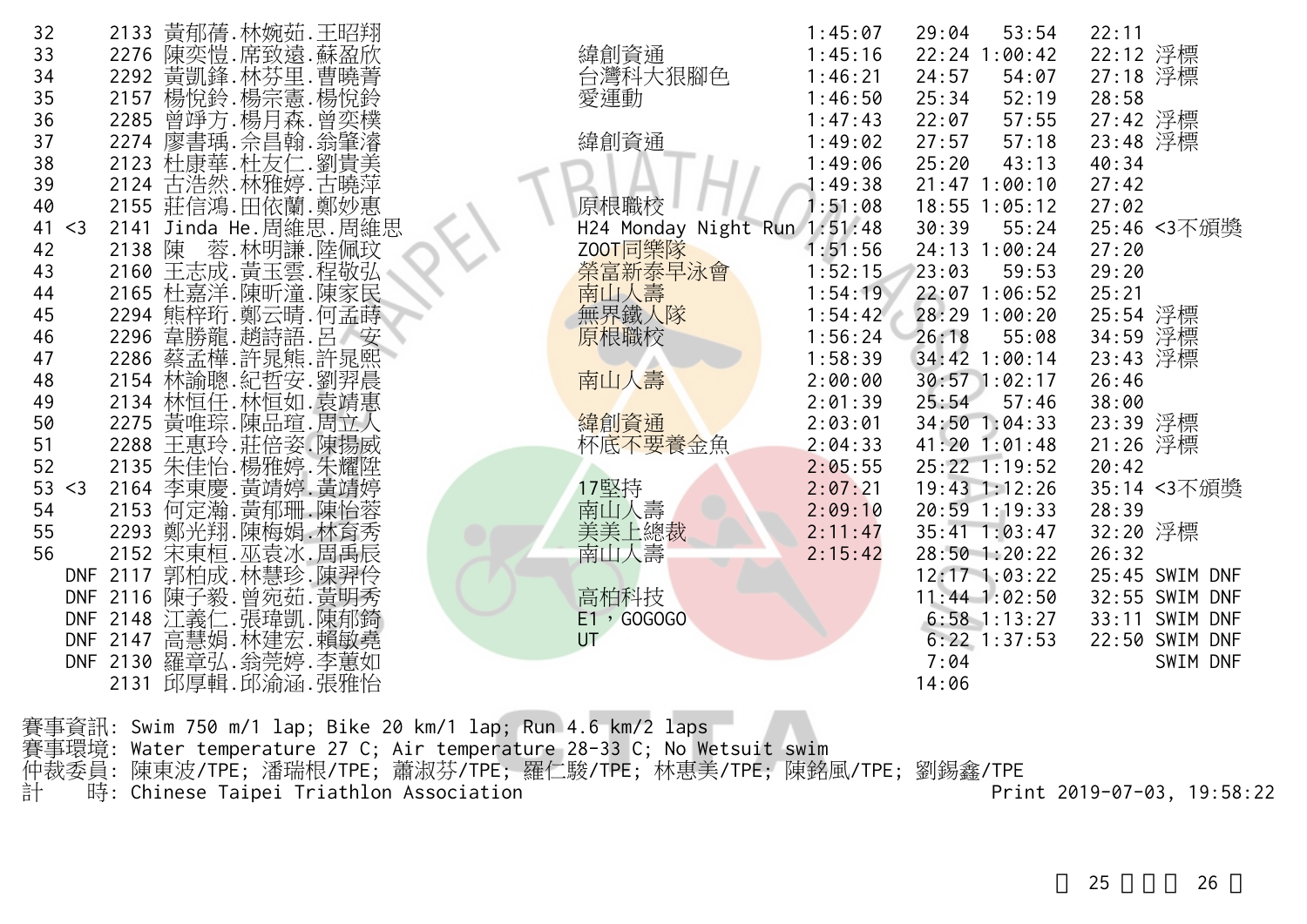| Rank | Note | No. | Name | Team | Total | Swim | Bike | Run | Remark |
|---|---|---|---|---|---|---|---|---|---|
| 32 | | 2133 | 黃郁蒨.林婉茹.王昭翔 | | 1:45:07 | 29:04 | 53:54 | 22:11 | |
| 33 | | 2276 | 陳奕愷.席致遠.蘇盈欣 | 緯創資通 | 1:45:16 | 22:24 | 1:00:42 | 22:12 | 浮標 |
| 34 | | 2292 | 黃凱鋒.林芬里.曹曉菁 | 台灣科大狠腳色 | 1:46:21 | 24:57 | 54:07 | 27:18 | 浮標 |
| 35 | | 2157 | 楊悅鈴.楊宗憲.楊悅鈴 | 愛運動 | 1:46:50 | 25:34 | 52:19 | 28:58 | |
| 36 | | 2285 | 曾竫方.楊月森.曾奕樸 | | 1:47:43 | 22:07 | 57:55 | 27:42 | 浮標 |
| 37 | | 2274 | 廖書瑀.佘昌翰.翁肇滄 | 緯創資通 | 1:49:02 | 27:57 | 57:18 | 23:48 | 浮標 |
| 38 | | 2123 | 杜康華.杜友仁.劉貴美 | | 1:49:06 | 25:20 | 43:13 | 40:34 | |
| 39 | | 2124 | 古浩然.林雅婷.古曉萍 | | 1:49:38 | 21:47 | 1:00:10 | 27:42 | |
| 40 | | 2155 | 莊信鴻.田依蘭.鄭妙惠 | 原根職校 | 1:51:08 | 18:55 | 1:05:12 | 27:02 | |
| 41 | <3 | 2141 | Jinda He.周維思.周維思 | H24 Monday Night Run | 1:51:48 | 30:39 | 55:24 | 25:46 | <3不頒獎 |
| 42 | | 2138 | 陳　蓉.林明謙.陸佩玟 | ZOOT同樂隊 | 1:51:56 | 24:13 | 1:00:24 | 27:20 | |
| 43 | | 2160 | 王志成.黃玉雲.程敬弘 | 榮富新泰早泳會 | 1:52:15 | 23:03 | 59:53 | 29:20 | |
| 44 | | 2165 | 杜嘉洋.陳昕潼.陳家民 | 南山人壽 | 1:54:19 | 22:07 | 1:06:52 | 25:21 | |
| 45 | | 2294 | 熊梓珩.鄭云晴.何孟蒔 | 無界鐵人隊 | 1:54:42 | 28:29 | 1:00:20 | 25:54 | 浮標 |
| 46 | | 2296 | 韋勝龍.趙詩語.呂　安 | 原根職校 | 1:56:24 | 26:18 | 55:08 | 34:59 | 浮標 |
| 47 | | 2286 | 蔡孟樺.許晁熊.許晁熙 | | 1:58:39 | 34:42 | 1:00:14 | 23:43 | 浮標 |
| 48 | | 2154 | 林諭聰.紀哲安.劉羿晨 | 南山人壽 | 2:00:00 | 30:57 | 1:02:17 | 26:46 | |
| 49 | | 2134 | 林恒任.林恒如.袁靖惠 | | 2:01:39 | 25:54 | 57:46 | 38:00 | |
| 50 | | 2275 | 黃唯琮.陳品瑄.周立人 | 緯創資通 | 2:03:01 | 34:50 | 1:04:33 | 23:39 | 浮標 |
| 51 | | 2288 | 王惠玲.莊倍姿.陳揚威 | 杯底不要養金魚 | 2:04:33 | 41:20 | 1:01:48 | 21:26 | 浮標 |
| 52 | | 2135 | 朱佳怡.楊雅婷.朱耀陞 | | 2:05:55 | 25:22 | 1:19:52 | 20:42 | |
| 53 | <3 | 2164 | 李東慶.黃靖婷.黃靖婷 | 17堅持 | 2:07:21 | 19:43 | 1:12:26 | 35:14 | <3不頒獎 |
| 54 | | 2153 | 何定瀚.黃郁珊.陳怡蓉 | 南山人壽 | 2:09:10 | 20:59 | 1:19:33 | 28:39 | |
| 55 | | 2293 | 鄭光翔.陳梅娟.林育秀 | 美美上總裁 | 2:11:47 | 35:41 | 1:03:47 | 32:20 | 浮標 |
| 56 | | 2152 | 宋東桓.巫袁冰.周禹辰 | 南山人壽 | 2:15:42 | 28:50 | 1:20:22 | 26:32 | |
| | DNF | 2117 | 郭柏成.林慧珍.陳羿伶 | | | 12:17 | 1:03:22 | 25:45 | SWIM DNF |
| | DNF | 2116 | 陳子毅.曾宛茹.黃明秀 | 高柏科技 | | 11:44 | 1:02:50 | 32:55 | SWIM DNF |
| | DNF | 2148 | 江義仁.張瑋凱.陳郁錡 | E1，GOGOGO | | 6:58 | 1:13:27 | 33:11 | SWIM DNF |
| | DNF | 2147 | 高慧娟.林建宏.賴敏堯 | UT | | 6:22 | 1:37:53 | 22:50 | SWIM DNF |
| | DNF | 2130 | 羅章弘.翁莞婷.李蕙如 | | | 7:04 | | | SWIM DNF |
| | | 2131 | 邱厚輯.邱渝涵.張雅怡 | | | 14:06 | | | |

賽事資訊: Swim 750 m/1 lap; Bike 20 km/1 lap; Run 4.6 km/2 laps
賽事環境: Water temperature 27 C; Air temperature 28-33 C; No Wetsuit swim
仲裁委員: 陳東波/TPE; 潘瑞根/TPE; 蕭淑芬/TPE; 羅仁駿/TPE; 林惠美/TPE; 陳銘風/TPE; 劉錫鑫/TPE
計　　時: Chinese Taipei Triathlon Association

Print 2019-07-03, 19:58:22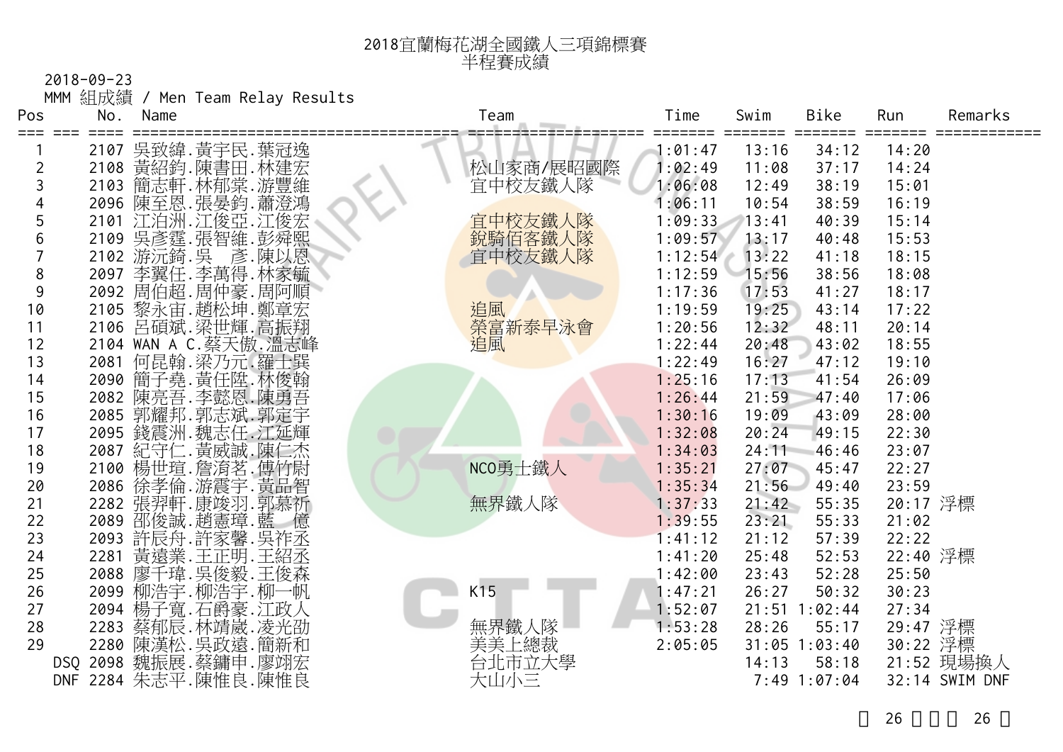# 2018宜蘭梅花湖全國鐵人三項錦標賽
## 半程賽成績

2018-09-23

MMM 組成績 / Men Team Relay Results

| Pos | No. | Name | Team | Time | Swim | Bike | Run | Remarks |
|---|---|---|---|---|---|---|---|---|
| 1 | 2107 | 吳致緯.黃宇民.葉冠逸 | | 1:01:47 | 13:16 | 34:12 | 14:20 | |
| 2 | 2108 | 黃紹鈞.陳書田.林建宏 | 松山家商/展昭國際 | 1:02:49 | 11:08 | 37:17 | 14:24 | |
| 3 | 2103 | 簡志軒.林郁棠.游豐維 | 宜中校友鐵人隊 | 1:06:08 | 12:49 | 38:19 | 15:01 | |
| 4 | 2096 | 陳至恩.張晏鈞.蕭澄鴻 | | 1:06:11 | 10:54 | 38:59 | 16:19 | |
| 5 | 2101 | 江泊洲.江俊亞.江俊宏 | 宜中校友鐵人隊 | 1:09:33 | 13:41 | 40:39 | 15:14 | |
| 6 | 2109 | 吳彥霆.張智維.彭舜熙 | 銳騎佰客鐵人隊 | 1:09:57 | 13:17 | 40:48 | 15:53 | |
| 7 | 2102 | 游沅錡.吳　彥.陳以恩 | 宜中校友鐵人隊 | 1:12:54 | 13:22 | 41:18 | 18:15 | |
| 8 | 2097 | 李翼任.李萬得.林家毓 | | 1:12:59 | 15:56 | 38:56 | 18:08 | |
| 9 | 2092 | 周伯超.周仲豪.周阿順 | | 1:17:36 | 17:53 | 41:27 | 18:17 | |
| 10 | 2105 | 黎永宙.趙松坤.鄭章宏 | 追風 | 1:19:59 | 19:25 | 43:14 | 17:22 | |
| 11 | 2106 | 呂碩斌.梁世輝.高振翔 | 榮富新泰早泳會 | 1:20:56 | 12:32 | 48:11 | 20:14 | |
| 12 | 2104 | WAN A C.蔡天傲.溫志峰 | 追風 | 1:22:44 | 20:48 | 43:02 | 18:55 | |
| 13 | 2081 | 何昆翰.梁乃元.羅士巽 | | 1:22:49 | 16:27 | 47:12 | 19:10 | |
| 14 | 2090 | 簡子堯.黃任陞.林俊翰 | | 1:25:16 | 17:13 | 41:54 | 26:09 | |
| 15 | 2082 | 陳亮吾.李懿恩.陳勇吾 | | 1:26:44 | 21:59 | 47:40 | 17:06 | |
| 16 | 2085 | 郭耀邦.郭志斌.郭定宇 | | 1:30:16 | 19:09 | 43:09 | 28:00 | |
| 17 | 2095 | 錢震洲.魏志任.江延輝 | | 1:32:08 | 20:24 | 49:15 | 22:30 | |
| 18 | 2087 | 紀守仁.黃威誠.陳仁杰 | | 1:34:03 | 24:11 | 46:46 | 23:07 | |
| 19 | 2100 | 楊世瑄.詹淯茗.傅竹尉 | NCO勇士鐵人 | 1:35:21 | 27:07 | 45:47 | 22:27 | |
| 20 | 2086 | 徐孝倫.游震宇.黃品智 | | 1:35:34 | 21:56 | 49:40 | 23:59 | |
| 21 | 2282 | 張羿軒.康竣羽.郭慕祈 | 無界鐵人隊 | 1:37:33 | 21:42 | 55:35 | 20:17 | 浮標 |
| 22 | 2089 | 邵俊誠.趙憲璋.藍　億 | | 1:39:55 | 23:21 | 55:33 | 21:02 | |
| 23 | 2093 | 許辰舟.許家馨.吳祚丞 | | 1:41:12 | 21:12 | 57:39 | 22:22 | |
| 24 | 2281 | 黃遠業.王正明.王紹丞 | | 1:41:20 | 25:48 | 52:53 | 22:40 | 浮標 |
| 25 | 2088 | 廖千瑋.吳俊毅.王俊森 | | 1:42:00 | 23:43 | 52:28 | 25:50 | |
| 26 | 2099 | 柳浩宇.柳浩宇.柳一帆 | K15 | 1:47:21 | 26:27 | 50:32 | 30:23 | |
| 27 | 2094 | 楊子寬.石爵豪.江政人 | | 1:52:07 | 21:51 | 1:02:44 | 27:34 | |
| 28 | 2283 | 蔡郁辰.林靖崴.凌光劭 | 無界鐵人隊 | 1:53:28 | 28:26 | 55:17 | 29:47 | 浮標 |
| 29 | 2280 | 陳漢松.吳政遠.簡新和 | 美美上總裁 | 2:05:05 | 31:05 | 1:03:40 | 30:22 | 浮標 |
| DSQ | 2098 | 魏振展.蔡鏞申.廖翊宏 | 台北市立大學 | | 14:13 | 58:18 | 21:52 | 現場換人 |
| DNF | 2284 | 朱志平.陳惟良.陳惟良 | 大山小三 | | 7:49 | 1:07:04 | 32:14 | SWIM DNF |